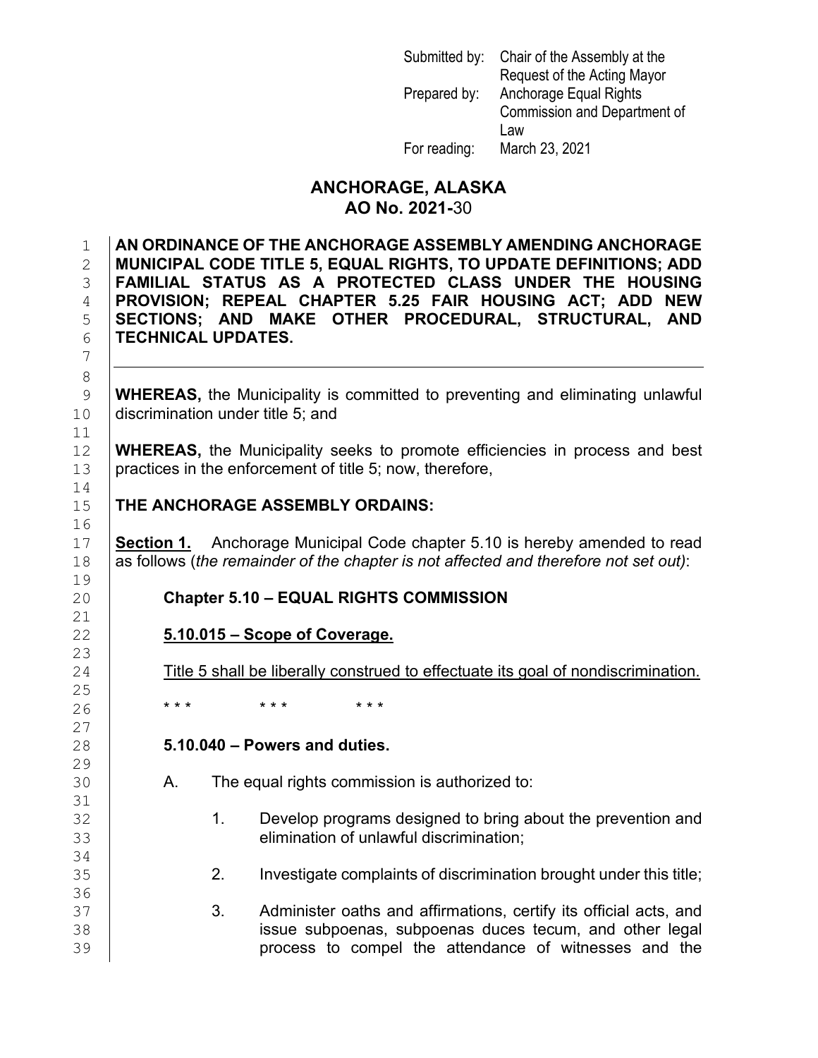Submitted by: Chair of the Assembly at the Request of the Acting Mayor
Prepared by: Anchorage Equal Rights Commission and Department of Law
For reading: March 23, 2021

# ANCHORAGE, ALASKA
## AO No. 2021-30

**AN ORDINANCE OF THE ANCHORAGE ASSEMBLY AMENDING ANCHORAGE MUNICIPAL CODE TITLE 5, EQUAL RIGHTS, TO UPDATE DEFINITIONS; ADD FAMILIAL STATUS AS A PROTECTED CLASS UNDER THE HOUSING PROVISION; REPEAL CHAPTER 5.25 FAIR HOUSING ACT; ADD NEW SECTIONS; AND MAKE OTHER PROCEDURAL, STRUCTURAL, AND TECHNICAL UPDATES.**

---

**WHEREAS,** the Municipality is committed to preventing and eliminating unlawful discrimination under title 5; and

**WHEREAS,** the Municipality seeks to promote efficiencies in process and best practices in the enforcement of title 5; now, therefore,

**THE ANCHORAGE ASSEMBLY ORDAINS:**

**<u>Section 1.</u>** Anchorage Municipal Code chapter 5.10 is hereby amended to read as follows (*the remainder of the chapter is not affected and therefore not set out)*:

**Chapter 5.10 – EQUAL RIGHTS COMMISSION**

**<u>5.10.015 – Scope of Coverage.</u>**

<u>Title 5 shall be liberally construed to effectuate its goal of nondiscrimination.</u>

\* \* \* \* \* \* \* \* \*

**5.10.040 – Powers and duties.**

A. The equal rights commission is authorized to:

1. Develop programs designed to bring about the prevention and elimination of unlawful discrimination;

2. Investigate complaints of discrimination brought under this title;

3. Administer oaths and affirmations, certify its official acts, and issue subpoenas, subpoenas duces tecum, and other legal process to compel the attendance of witnesses and the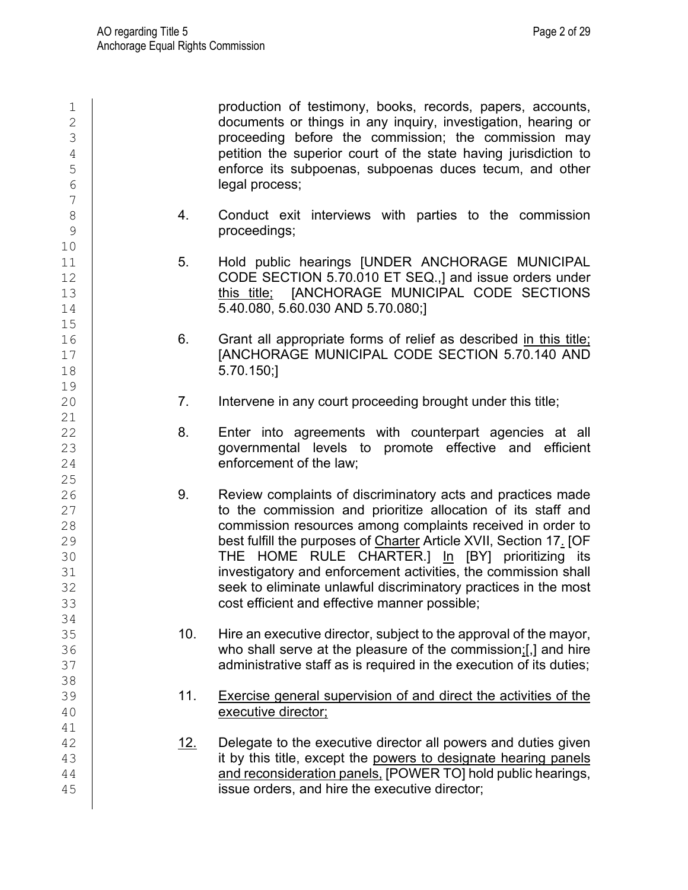production of testimony, books, records, papers, accounts, documents or things in any inquiry, investigation, hearing or proceeding before the commission; the commission may petition the superior court of the state having jurisdiction to enforce its subpoenas, subpoenas duces tecum, and other legal process;

4. Conduct exit interviews with parties to the commission proceedings;

5. Hold public hearings [UNDER ANCHORAGE MUNICIPAL CODE SECTION 5.70.010 ET SEQ.,] and issue orders under <u>this title;</u> [ANCHORAGE MUNICIPAL CODE SECTIONS 5.40.080, 5.60.030 AND 5.70.080;]

6. Grant all appropriate forms of relief as described <u>in this title;</u> [ANCHORAGE MUNICIPAL CODE SECTION 5.70.140 AND 5.70.150;]

7. Intervene in any court proceeding brought under this title;

8. Enter into agreements with counterpart agencies at all governmental levels to promote effective and efficient enforcement of the law;

9. Review complaints of discriminatory acts and practices made to the commission and prioritize allocation of its staff and commission resources among complaints received in order to best fulfill the purposes of <u>Charter</u> Article XVII, Section 17<u>.</u> [OF THE HOME RULE CHARTER.] <u>In</u> [BY] prioritizing its investigatory and enforcement activities, the commission shall seek to eliminate unlawful discriminatory practices in the most cost efficient and effective manner possible;

10. Hire an executive director, subject to the approval of the mayor, who shall serve at the pleasure of the commission<u>;</u>[,] and hire administrative staff as is required in the execution of its duties;

11. <u>Exercise general supervision of and direct the activities of the executive director;</u>

<u>12.</u> Delegate to the executive director all powers and duties given it by this title, except the <u>powers to designate hearing panels and reconsideration panels,</u> [POWER TO] hold public hearings, issue orders, and hire the executive director;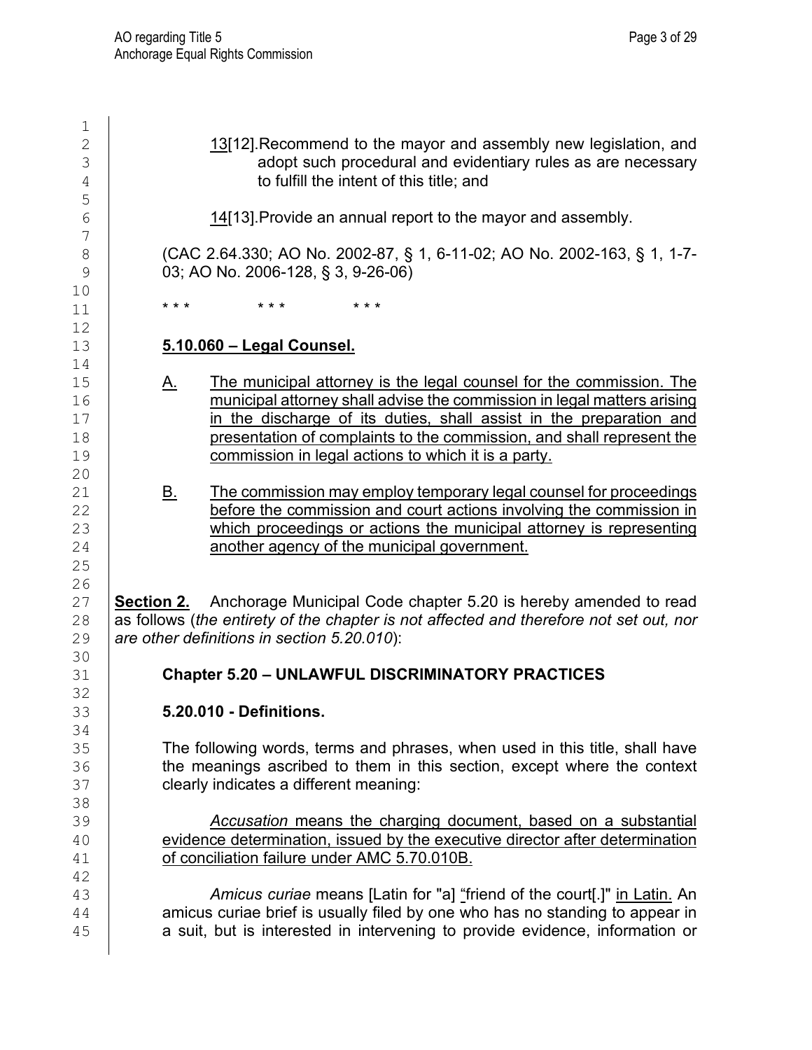13[12].Recommend to the mayor and assembly new legislation, and adopt such procedural and evidentiary rules as are necessary to fulfill the intent of this title; and

14[13].Provide an annual report to the mayor and assembly.

(CAC 2.64.330; AO No. 2002-87, § 1, 6-11-02; AO No. 2002-163, § 1, 1-7-03; AO No. 2006-128, § 3, 9-26-06)

\* \* \*　　　\* \* \*　　　\* \* \*

**5.10.060 – Legal Counsel.**

A. The municipal attorney is the legal counsel for the commission. The municipal attorney shall advise the commission in legal matters arising in the discharge of its duties, shall assist in the preparation and presentation of complaints to the commission, and shall represent the commission in legal actions to which it is a party.

B. The commission may employ temporary legal counsel for proceedings before the commission and court actions involving the commission in which proceedings or actions the municipal attorney is representing another agency of the municipal government.

**Section 2.** Anchorage Municipal Code chapter 5.20 is hereby amended to read as follows (*the entirety of the chapter is not affected and therefore not set out, nor are other definitions in section 5.20.010*):

**Chapter 5.20 – UNLAWFUL DISCRIMINATORY PRACTICES**

**5.20.010 - Definitions.**

The following words, terms and phrases, when used in this title, shall have the meanings ascribed to them in this section, except where the context clearly indicates a different meaning:

*Accusation* means the charging document, based on a substantial evidence determination, issued by the executive director after determination of conciliation failure under AMC 5.70.010B.

*Amicus curiae* means [Latin for "a] "friend of the court[.]" in Latin. An amicus curiae brief is usually filed by one who has no standing to appear in a suit, but is interested in intervening to provide evidence, information or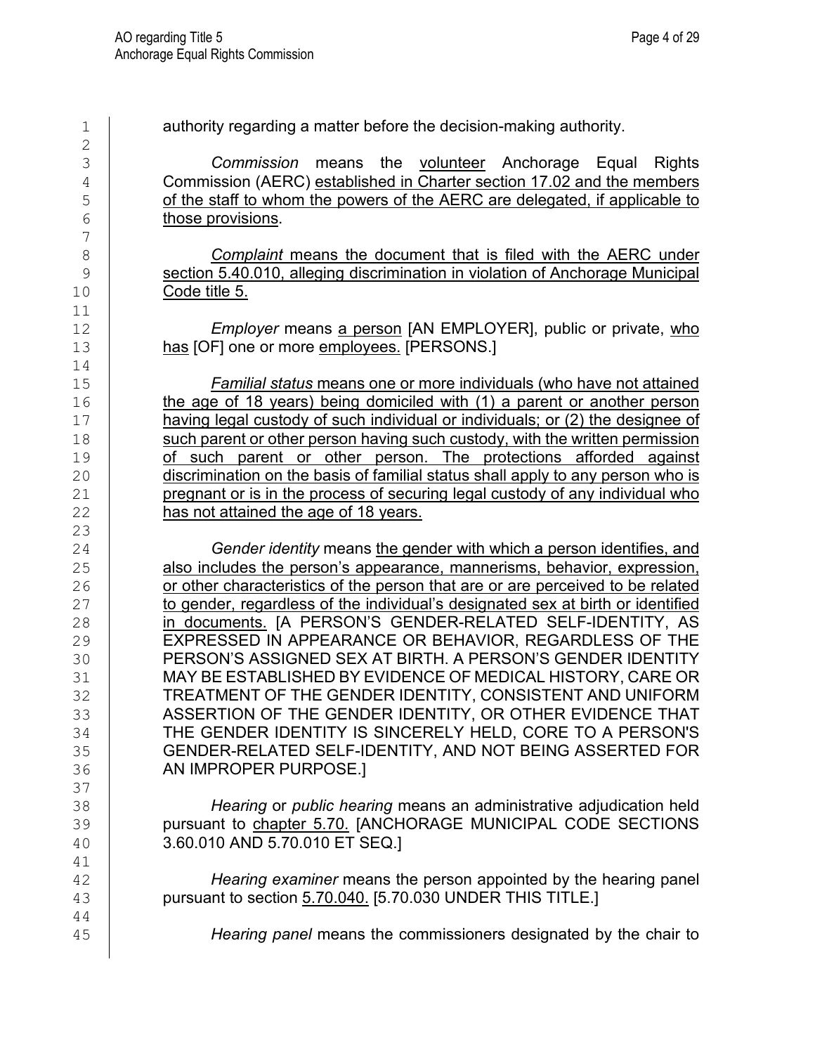authority regarding a matter before the decision-making authority.

*Commission* means the <u>volunteer</u> Anchorage Equal Rights Commission (AERC) <u>established in Charter section 17.02 and the members of the staff to whom the powers of the AERC are delegated, if applicable to those provisions</u>.

<u>*Complaint* means the document that is filed with the AERC under section 5.40.010, alleging discrimination in violation of Anchorage Municipal Code title 5.</u>

*Employer* means <u>a person</u> [AN EMPLOYER], public or private, <u>who has</u> [OF] one or more <u>employees.</u> [PERSONS.]

<u>*Familial status* means one or more individuals (who have not attained the age of 18 years) being domiciled with (1) a parent or another person having legal custody of such individual or individuals; or (2) the designee of such parent or other person having such custody, with the written permission of such parent or other person. The protections afforded against discrimination on the basis of familial status shall apply to any person who is pregnant or is in the process of securing legal custody of any individual who has not attained the age of 18 years.</u>

*Gender identity* means <u>the gender with which a person identifies, and also includes the person's appearance, mannerisms, behavior, expression, or other characteristics of the person that are or are perceived to be related to gender, regardless of the individual's designated sex at birth or identified in documents.</u> [A PERSON'S GENDER-RELATED SELF-IDENTITY, AS EXPRESSED IN APPEARANCE OR BEHAVIOR, REGARDLESS OF THE PERSON'S ASSIGNED SEX AT BIRTH. A PERSON'S GENDER IDENTITY MAY BE ESTABLISHED BY EVIDENCE OF MEDICAL HISTORY, CARE OR TREATMENT OF THE GENDER IDENTITY, CONSISTENT AND UNIFORM ASSERTION OF THE GENDER IDENTITY, OR OTHER EVIDENCE THAT THE GENDER IDENTITY IS SINCERELY HELD, CORE TO A PERSON'S GENDER-RELATED SELF-IDENTITY, AND NOT BEING ASSERTED FOR AN IMPROPER PURPOSE.]

*Hearing* or *public hearing* means an administrative adjudication held pursuant to <u>chapter 5.70.</u> [ANCHORAGE MUNICIPAL CODE SECTIONS 3.60.010 AND 5.70.010 ET SEQ.]

*Hearing examiner* means the person appointed by the hearing panel pursuant to section <u>5.70.040.</u> [5.70.030 UNDER THIS TITLE.]

*Hearing panel* means the commissioners designated by the chair to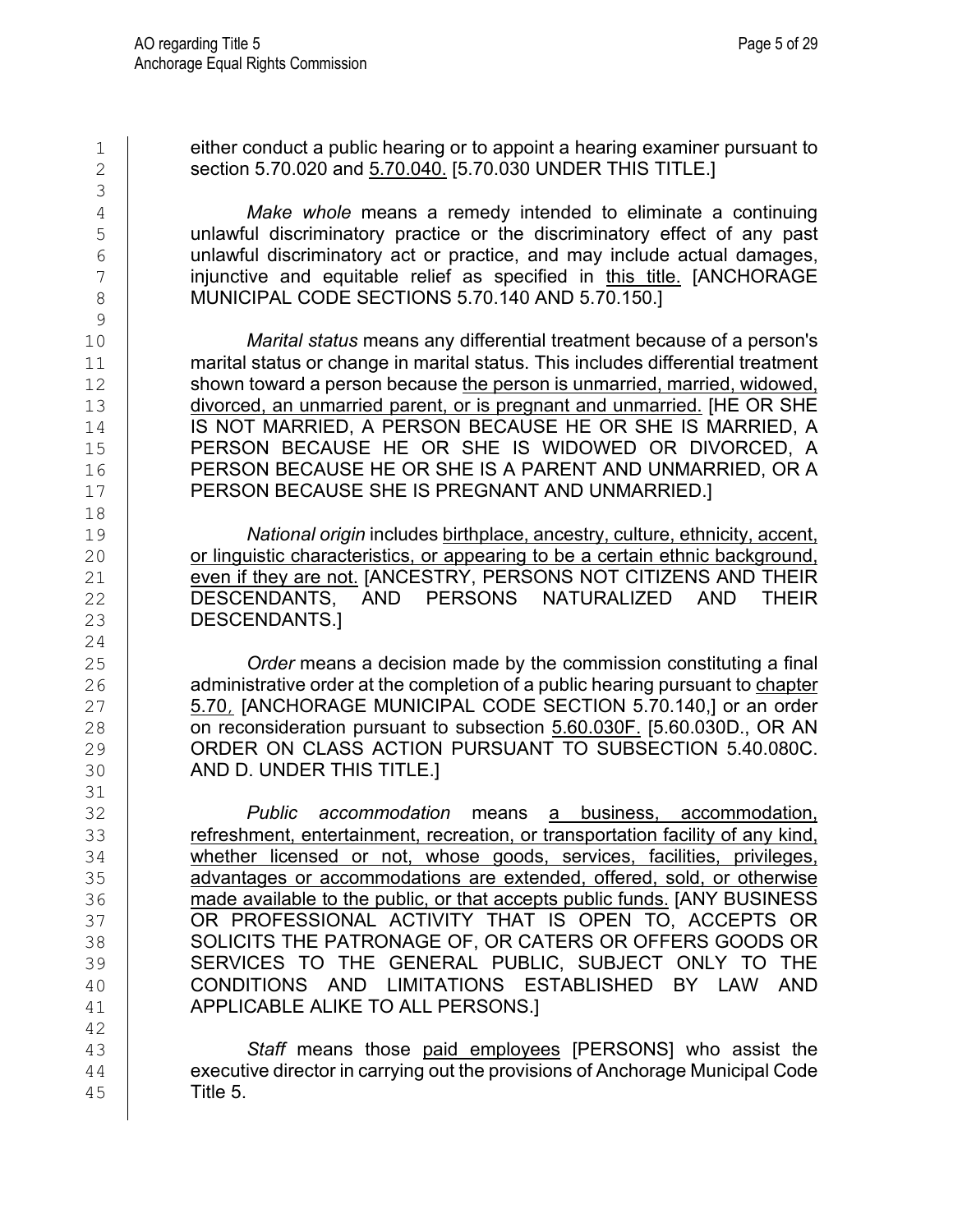either conduct a public hearing or to appoint a hearing examiner pursuant to section 5.70.020 and <u>5.70.040.</u> [5.70.030 UNDER THIS TITLE.]

*Make whole* means a remedy intended to eliminate a continuing unlawful discriminatory practice or the discriminatory effect of any past unlawful discriminatory act or practice, and may include actual damages, injunctive and equitable relief as specified in <u>this title.</u> [ANCHORAGE MUNICIPAL CODE SECTIONS 5.70.140 AND 5.70.150.]

*Marital status* means any differential treatment because of a person's marital status or change in marital status. This includes differential treatment shown toward a person because <u>the person is unmarried, married, widowed, divorced, an unmarried parent, or is pregnant and unmarried.</u> [HE OR SHE IS NOT MARRIED, A PERSON BECAUSE HE OR SHE IS MARRIED, A PERSON BECAUSE HE OR SHE IS WIDOWED OR DIVORCED, A PERSON BECAUSE HE OR SHE IS A PARENT AND UNMARRIED, OR A PERSON BECAUSE SHE IS PREGNANT AND UNMARRIED.]

*National origin* includes <u>birthplace, ancestry, culture, ethnicity, accent, or linguistic characteristics, or appearing to be a certain ethnic background, even if they are not.</u> [ANCESTRY, PERSONS NOT CITIZENS AND THEIR DESCENDANTS, AND PERSONS NATURALIZED AND THEIR DESCENDANTS.]

*Order* means a decision made by the commission constituting a final administrative order at the completion of a public hearing pursuant to <u>chapter 5.70,</u> [ANCHORAGE MUNICIPAL CODE SECTION 5.70.140,] or an order on reconsideration pursuant to subsection <u>5.60.030F.</u> [5.60.030D., OR AN ORDER ON CLASS ACTION PURSUANT TO SUBSECTION 5.40.080C. AND D. UNDER THIS TITLE.]

*Public accommodation* means <u>a business, accommodation, refreshment, entertainment, recreation, or transportation facility of any kind, whether licensed or not, whose goods, services, facilities, privileges, advantages or accommodations are extended, offered, sold, or otherwise made available to the public, or that accepts public funds.</u> [ANY BUSINESS OR PROFESSIONAL ACTIVITY THAT IS OPEN TO, ACCEPTS OR SOLICITS THE PATRONAGE OF, OR CATERS OR OFFERS GOODS OR SERVICES TO THE GENERAL PUBLIC, SUBJECT ONLY TO THE CONDITIONS AND LIMITATIONS ESTABLISHED BY LAW AND APPLICABLE ALIKE TO ALL PERSONS.]

*Staff* means those <u>paid employees</u> [PERSONS] who assist the executive director in carrying out the provisions of Anchorage Municipal Code Title 5.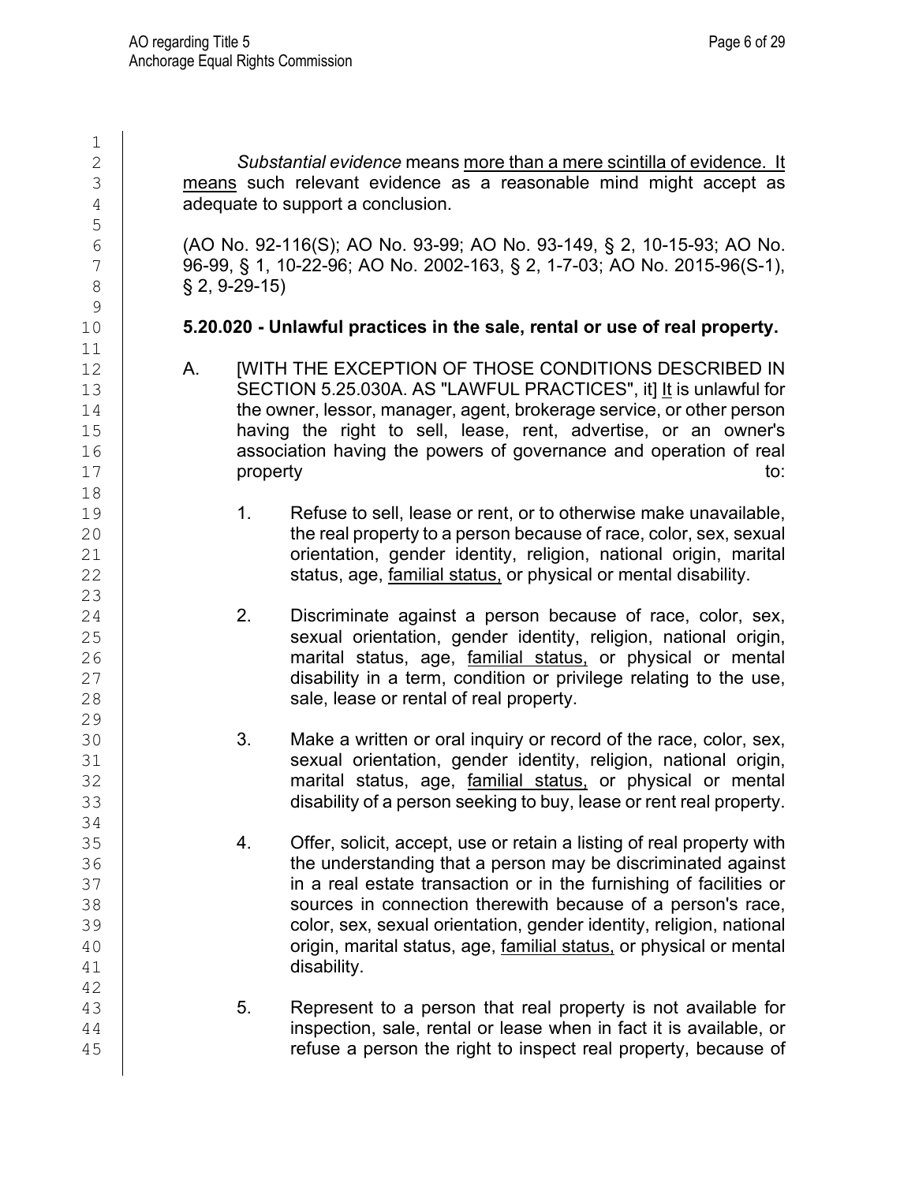*Substantial evidence* means more than a mere scintilla of evidence. It means such relevant evidence as a reasonable mind might accept as adequate to support a conclusion.

(AO No. 92-116(S); AO No. 93-99; AO No. 93-149, § 2, 10-15-93; AO No. 96-99, § 1, 10-22-96; AO No. 2002-163, § 2, 1-7-03; AO No. 2015-96(S-1), § 2, 9-29-15)

**5.20.020 - Unlawful practices in the sale, rental or use of real property.**

A. [WITH THE EXCEPTION OF THOSE CONDITIONS DESCRIBED IN SECTION 5.25.030A. AS "LAWFUL PRACTICES", it] It is unlawful for the owner, lessor, manager, agent, brokerage service, or other person having the right to sell, lease, rent, advertise, or an owner's association having the powers of governance and operation of real property to:

1. Refuse to sell, lease or rent, or to otherwise make unavailable, the real property to a person because of race, color, sex, sexual orientation, gender identity, religion, national origin, marital status, age, familial status, or physical or mental disability.

2. Discriminate against a person because of race, color, sex, sexual orientation, gender identity, religion, national origin, marital status, age, familial status, or physical or mental disability in a term, condition or privilege relating to the use, sale, lease or rental of real property.

3. Make a written or oral inquiry or record of the race, color, sex, sexual orientation, gender identity, religion, national origin, marital status, age, familial status, or physical or mental disability of a person seeking to buy, lease or rent real property.

4. Offer, solicit, accept, use or retain a listing of real property with the understanding that a person may be discriminated against in a real estate transaction or in the furnishing of facilities or sources in connection therewith because of a person's race, color, sex, sexual orientation, gender identity, religion, national origin, marital status, age, familial status, or physical or mental disability.

5. Represent to a person that real property is not available for inspection, sale, rental or lease when in fact it is available, or refuse a person the right to inspect real property, because of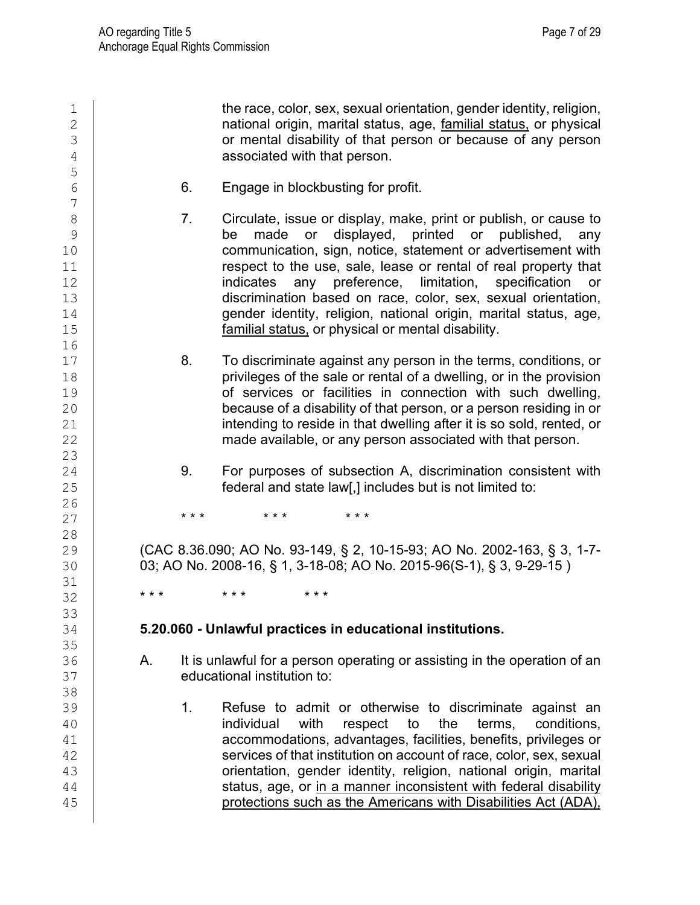the race, color, sex, sexual orientation, gender identity, religion, national origin, marital status, age, <u>familial status,</u> or physical or mental disability of that person or because of any person associated with that person.

6. Engage in blockbusting for profit.

7. Circulate, issue or display, make, print or publish, or cause to be made or displayed, printed or published, any communication, sign, notice, statement or advertisement with respect to the use, sale, lease or rental of real property that indicates any preference, limitation, specification or discrimination based on race, color, sex, sexual orientation, gender identity, religion, national origin, marital status, age, <u>familial status,</u> or physical or mental disability.

8. To discriminate against any person in the terms, conditions, or privileges of the sale or rental of a dwelling, or in the provision of services or facilities in connection with such dwelling, because of a disability of that person, or a person residing in or intending to reside in that dwelling after it is so sold, rented, or made available, or any person associated with that person.

9. For purposes of subsection A, discrimination consistent with federal and state law[,] includes but is not limited to:

\* \* \* \* \* \* \* \* \*

(CAC 8.36.090; AO No. 93-149, § 2, 10-15-93; AO No. 2002-163, § 3, 1-7-03; AO No. 2008-16, § 1, 3-18-08; AO No. 2015-96(S-1), § 3, 9-29-15 )

\* \* \* \* \* \* \* \* \*

**5.20.060 - Unlawful practices in educational institutions.**

A. It is unlawful for a person operating or assisting in the operation of an educational institution to:

1. Refuse to admit or otherwise to discriminate against an individual with respect to the terms, conditions, accommodations, advantages, facilities, benefits, privileges or services of that institution on account of race, color, sex, sexual orientation, gender identity, religion, national origin, marital status, age, or <u>in a manner inconsistent with federal disability protections such as the Americans with Disabilities Act (ADA),</u>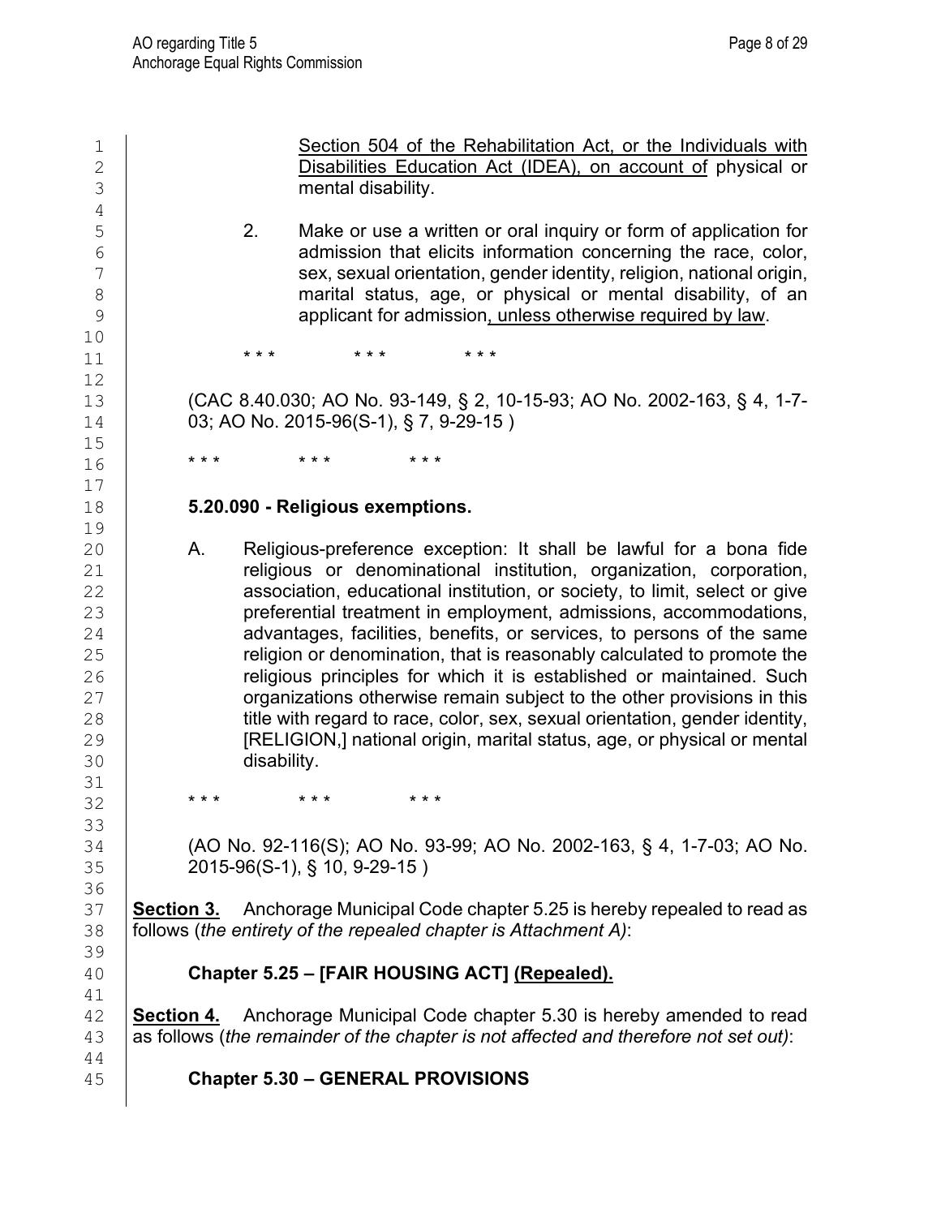Section 504 of the Rehabilitation Act, or the Individuals with Disabilities Education Act (IDEA), on account of physical or mental disability.

2. Make or use a written or oral inquiry or form of application for admission that elicits information concerning the race, color, sex, sexual orientation, gender identity, religion, national origin, marital status, age, or physical or mental disability, of an applicant for admission, unless otherwise required by law.

\* \* \*  \* \* \*  \* \* \*

(CAC 8.40.030; AO No. 93-149, § 2, 10-15-93; AO No. 2002-163, § 4, 1-7-03; AO No. 2015-96(S-1), § 7, 9-29-15 )

\* \* \*  \* \* \*  \* \* \*

**5.20.090 - Religious exemptions.**

A. Religious-preference exception: It shall be lawful for a bona fide religious or denominational institution, organization, corporation, association, educational institution, or society, to limit, select or give preferential treatment in employment, admissions, accommodations, advantages, facilities, benefits, or services, to persons of the same religion or denomination, that is reasonably calculated to promote the religious principles for which it is established or maintained. Such organizations otherwise remain subject to the other provisions in this title with regard to race, color, sex, sexual orientation, gender identity, [RELIGION,] national origin, marital status, age, or physical or mental disability.

\* \* \*  \* \* \*  \* \* \*

(AO No. 92-116(S); AO No. 93-99; AO No. 2002-163, § 4, 1-7-03; AO No. 2015-96(S-1), § 10, 9-29-15 )

**Section 3.** Anchorage Municipal Code chapter 5.25 is hereby repealed to read as follows (*the entirety of the repealed chapter is Attachment A)*:

**Chapter 5.25 – [FAIR HOUSING ACT] (Repealed).**

**Section 4.** Anchorage Municipal Code chapter 5.30 is hereby amended to read as follows (*the remainder of the chapter is not affected and therefore not set out)*:

**Chapter 5.30 – GENERAL PROVISIONS**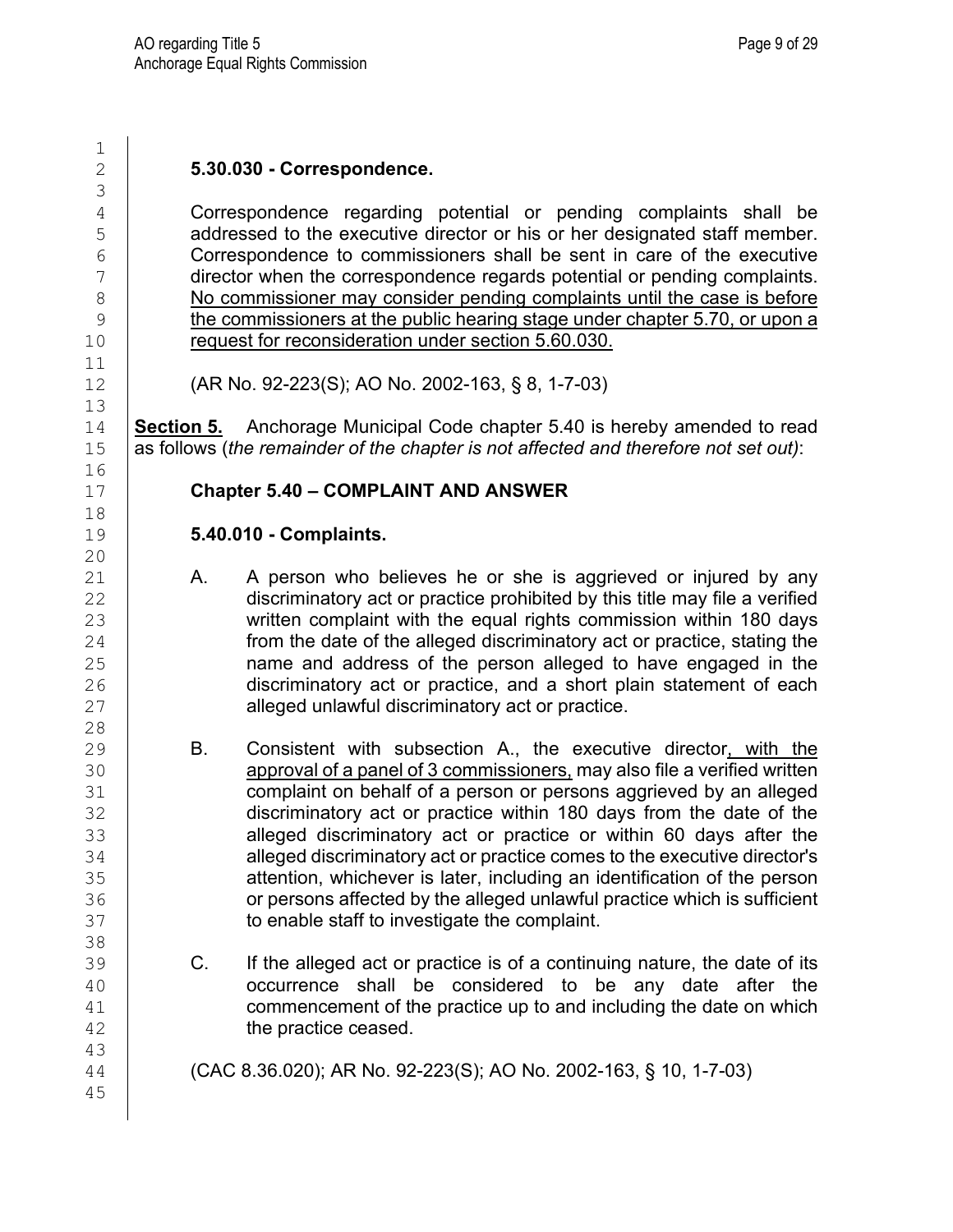**5.30.030 - Correspondence.**

Correspondence regarding potential or pending complaints shall be addressed to the executive director or his or her designated staff member. Correspondence to commissioners shall be sent in care of the executive director when the correspondence regards potential or pending complaints. <u>No commissioner may consider pending complaints until the case is before the commissioners at the public hearing stage under chapter 5.70, or upon a request for reconsideration under section 5.60.030.</u>

(AR No. 92-223(S); AO No. 2002-163, § 8, 1-7-03)

**<u>Section 5.</u>** Anchorage Municipal Code chapter 5.40 is hereby amended to read as follows (*the remainder of the chapter is not affected and therefore not set out)*:

**Chapter 5.40 – COMPLAINT AND ANSWER**

**5.40.010 - Complaints.**

A. A person who believes he or she is aggrieved or injured by any discriminatory act or practice prohibited by this title may file a verified written complaint with the equal rights commission within 180 days from the date of the alleged discriminatory act or practice, stating the name and address of the person alleged to have engaged in the discriminatory act or practice, and a short plain statement of each alleged unlawful discriminatory act or practice.

B. Consistent with subsection A., the executive director<u>, with the approval of a panel of 3 commissioners,</u> may also file a verified written complaint on behalf of a person or persons aggrieved by an alleged discriminatory act or practice within 180 days from the date of the alleged discriminatory act or practice or within 60 days after the alleged discriminatory act or practice comes to the executive director's attention, whichever is later, including an identification of the person or persons affected by the alleged unlawful practice which is sufficient to enable staff to investigate the complaint.

C. If the alleged act or practice is of a continuing nature, the date of its occurrence shall be considered to be any date after the commencement of the practice up to and including the date on which the practice ceased.

(CAC 8.36.020); AR No. 92-223(S); AO No. 2002-163, § 10, 1-7-03)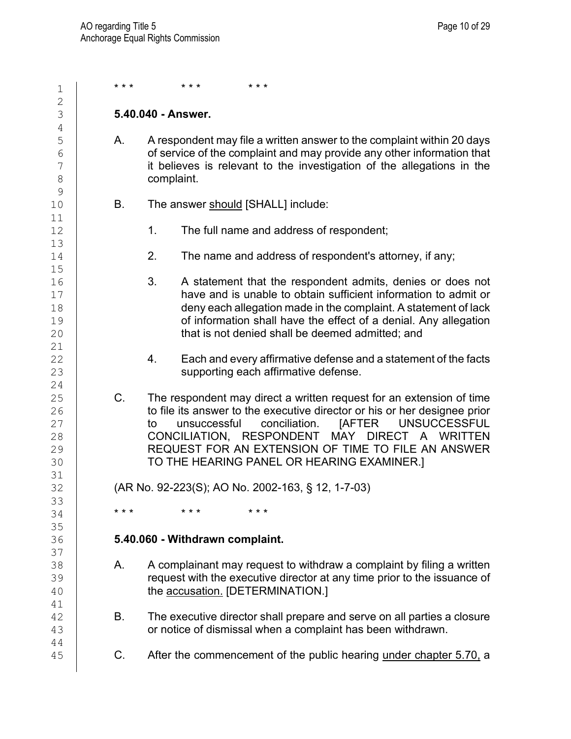\* \* \*        \* \* \*        \* \* \*

**5.40.040 - Answer.**

A. A respondent may file a written answer to the complaint within 20 days of service of the complaint and may provide any other information that it believes is relevant to the investigation of the allegations in the complaint.

B. The answer <u>should</u> [SHALL] include:

1. The full name and address of respondent;

2. The name and address of respondent's attorney, if any;

3. A statement that the respondent admits, denies or does not have and is unable to obtain sufficient information to admit or deny each allegation made in the complaint. A statement of lack of information shall have the effect of a denial. Any allegation that is not denied shall be deemed admitted; and

4. Each and every affirmative defense and a statement of the facts supporting each affirmative defense.

C. The respondent may direct a written request for an extension of time to file its answer to the executive director or his or her designee prior to unsuccessful conciliation. [AFTER UNSUCCESSFUL CONCILIATION, RESPONDENT MAY DIRECT A WRITTEN REQUEST FOR AN EXTENSION OF TIME TO FILE AN ANSWER TO THE HEARING PANEL OR HEARING EXAMINER.]

(AR No. 92-223(S); AO No. 2002-163, § 12, 1-7-03)

\* \* \*        \* \* \*        \* \* \*

**5.40.060 - Withdrawn complaint.**

A. A complainant may request to withdraw a complaint by filing a written request with the executive director at any time prior to the issuance of the <u>accusation.</u> [DETERMINATION.]

B. The executive director shall prepare and serve on all parties a closure or notice of dismissal when a complaint has been withdrawn.

C. After the commencement of the public hearing <u>under chapter 5.70,</u> a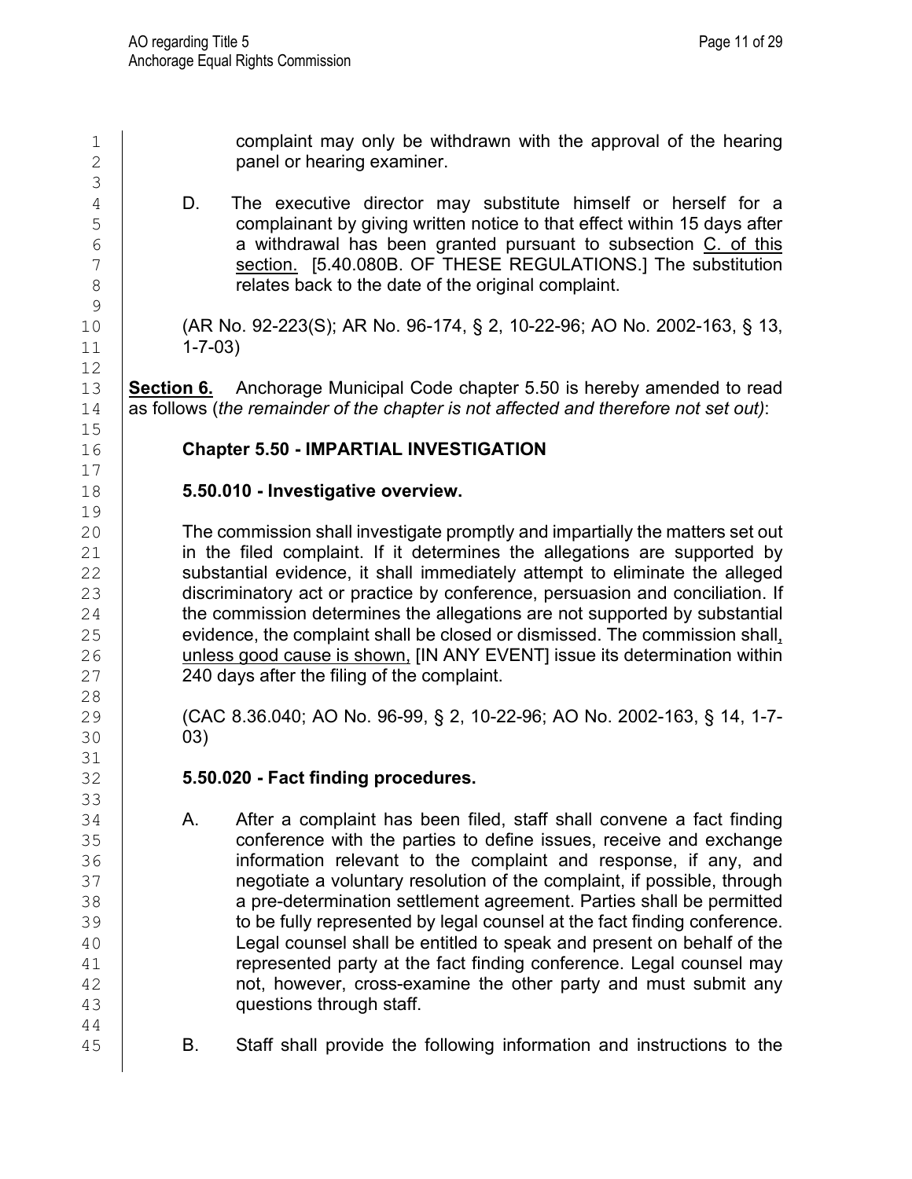complaint may only be withdrawn with the approval of the hearing panel or hearing examiner.

D. The executive director may substitute himself or herself for a complainant by giving written notice to that effect within 15 days after a withdrawal has been granted pursuant to subsection <u>C. of this section.</u> [5.40.080B. OF THESE REGULATIONS.] The substitution relates back to the date of the original complaint.

(AR No. 92-223(S); AR No. 96-174, § 2, 10-22-96; AO No. 2002-163, § 13, 1-7-03)

**<u>Section 6.</u>** Anchorage Municipal Code chapter 5.50 is hereby amended to read as follows (*the remainder of the chapter is not affected and therefore not set out)*:

**Chapter 5.50 - IMPARTIAL INVESTIGATION**

**5.50.010 - Investigative overview.**

The commission shall investigate promptly and impartially the matters set out in the filed complaint. If it determines the allegations are supported by substantial evidence, it shall immediately attempt to eliminate the alleged discriminatory act or practice by conference, persuasion and conciliation. If the commission determines the allegations are not supported by substantial evidence, the complaint shall be closed or dismissed. The commission shall<u>, unless good cause is shown,</u> [IN ANY EVENT] issue its determination within 240 days after the filing of the complaint.

(CAC 8.36.040; AO No. 96-99, § 2, 10-22-96; AO No. 2002-163, § 14, 1-7-03)

**5.50.020 - Fact finding procedures.**

A. After a complaint has been filed, staff shall convene a fact finding conference with the parties to define issues, receive and exchange information relevant to the complaint and response, if any, and negotiate a voluntary resolution of the complaint, if possible, through a pre-determination settlement agreement. Parties shall be permitted to be fully represented by legal counsel at the fact finding conference. Legal counsel shall be entitled to speak and present on behalf of the represented party at the fact finding conference. Legal counsel may not, however, cross-examine the other party and must submit any questions through staff.

B. Staff shall provide the following information and instructions to the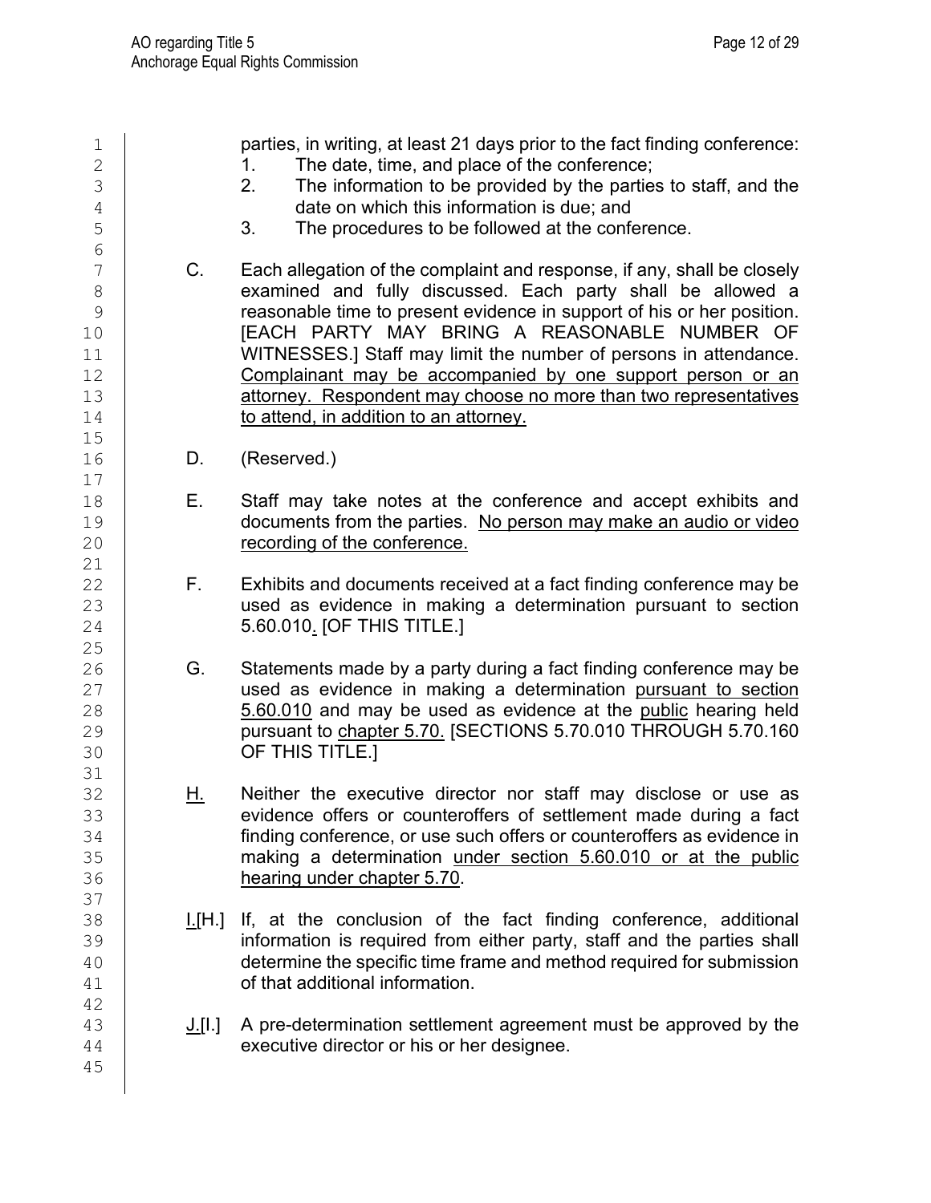parties, in writing, at least 21 days prior to the fact finding conference:

1. The date, time, and place of the conference;
2. The information to be provided by the parties to staff, and the date on which this information is due; and
3. The procedures to be followed at the conference.

C. Each allegation of the complaint and response, if any, shall be closely examined and fully discussed. Each party shall be allowed a reasonable time to present evidence in support of his or her position. [EACH PARTY MAY BRING A REASONABLE NUMBER OF WITNESSES.] Staff may limit the number of persons in attendance. <u>Complainant may be accompanied by one support person or an attorney. Respondent may choose no more than two representatives to attend, in addition to an attorney.</u>

D. (Reserved.)

E. Staff may take notes at the conference and accept exhibits and documents from the parties. <u>No person may make an audio or video recording of the conference.</u>

F. Exhibits and documents received at a fact finding conference may be used as evidence in making a determination pursuant to section 5.60.010<u>.</u> [OF THIS TITLE.]

G. Statements made by a party during a fact finding conference may be used as evidence in making a determination <u>pursuant to section 5.60.010</u> and may be used as evidence at the <u>public</u> hearing held pursuant to <u>chapter 5.70.</u> [SECTIONS 5.70.010 THROUGH 5.70.160 OF THIS TITLE.]

<u>H.</u> Neither the executive director nor staff may disclose or use as evidence offers or counteroffers of settlement made during a fact finding conference, or use such offers or counteroffers as evidence in making a determination <u>under section 5.60.010 or at the public hearing under chapter 5.70</u>.

<u>I.</u>[H.] If, at the conclusion of the fact finding conference, additional information is required from either party, staff and the parties shall determine the specific time frame and method required for submission of that additional information.

<u>J.</u>[I.] A pre-determination settlement agreement must be approved by the executive director or his or her designee.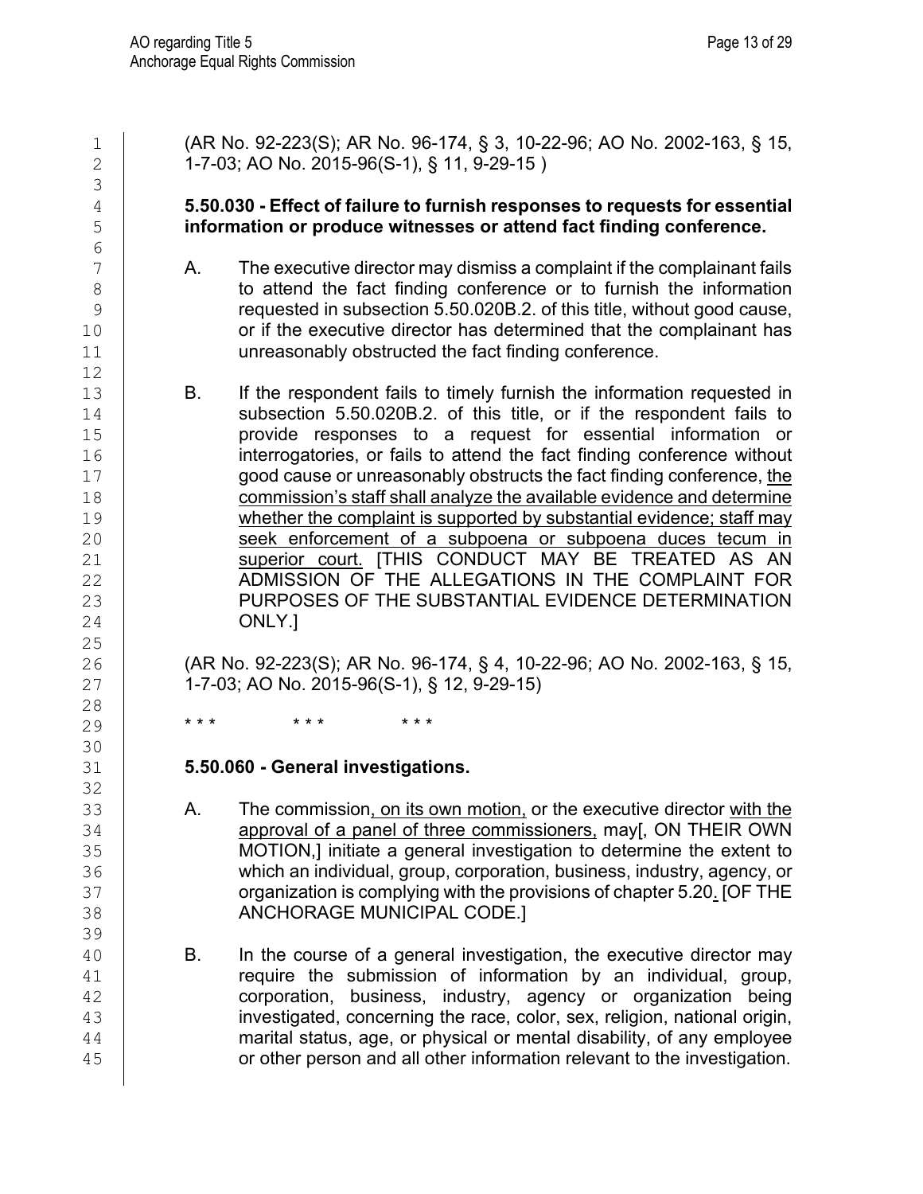(AR No. 92-223(S); AR No. 96-174, § 3, 10-22-96; AO No. 2002-163, § 15, 1-7-03; AO No. 2015-96(S-1), § 11, 9-29-15 )

**5.50.030 - Effect of failure to furnish responses to requests for essential information or produce witnesses or attend fact finding conference.**

A. The executive director may dismiss a complaint if the complainant fails to attend the fact finding conference or to furnish the information requested in subsection 5.50.020B.2. of this title, without good cause, or if the executive director has determined that the complainant has unreasonably obstructed the fact finding conference.

B. If the respondent fails to timely furnish the information requested in subsection 5.50.020B.2. of this title, or if the respondent fails to provide responses to a request for essential information or interrogatories, or fails to attend the fact finding conference without good cause or unreasonably obstructs the fact finding conference, <u>the commission's staff shall analyze the available evidence and determine whether the complaint is supported by substantial evidence; staff may seek enforcement of a subpoena or subpoena duces tecum in superior court.</u> [THIS CONDUCT MAY BE TREATED AS AN ADMISSION OF THE ALLEGATIONS IN THE COMPLAINT FOR PURPOSES OF THE SUBSTANTIAL EVIDENCE DETERMINATION ONLY.]

(AR No. 92-223(S); AR No. 96-174, § 4, 10-22-96; AO No. 2002-163, § 15, 1-7-03; AO No. 2015-96(S-1), § 12, 9-29-15)

\* \* \* \* \* \* \* \* \*

**5.50.060 - General investigations.**

A. The commission<u>, on its own motion,</u> or the executive director <u>with the approval of a panel of three commissioners,</u> may[, ON THEIR OWN MOTION,] initiate a general investigation to determine the extent to which an individual, group, corporation, business, industry, agency, or organization is complying with the provisions of chapter 5.20<u>.</u> [OF THE ANCHORAGE MUNICIPAL CODE.]

B. In the course of a general investigation, the executive director may require the submission of information by an individual, group, corporation, business, industry, agency or organization being investigated, concerning the race, color, sex, religion, national origin, marital status, age, or physical or mental disability, of any employee or other person and all other information relevant to the investigation.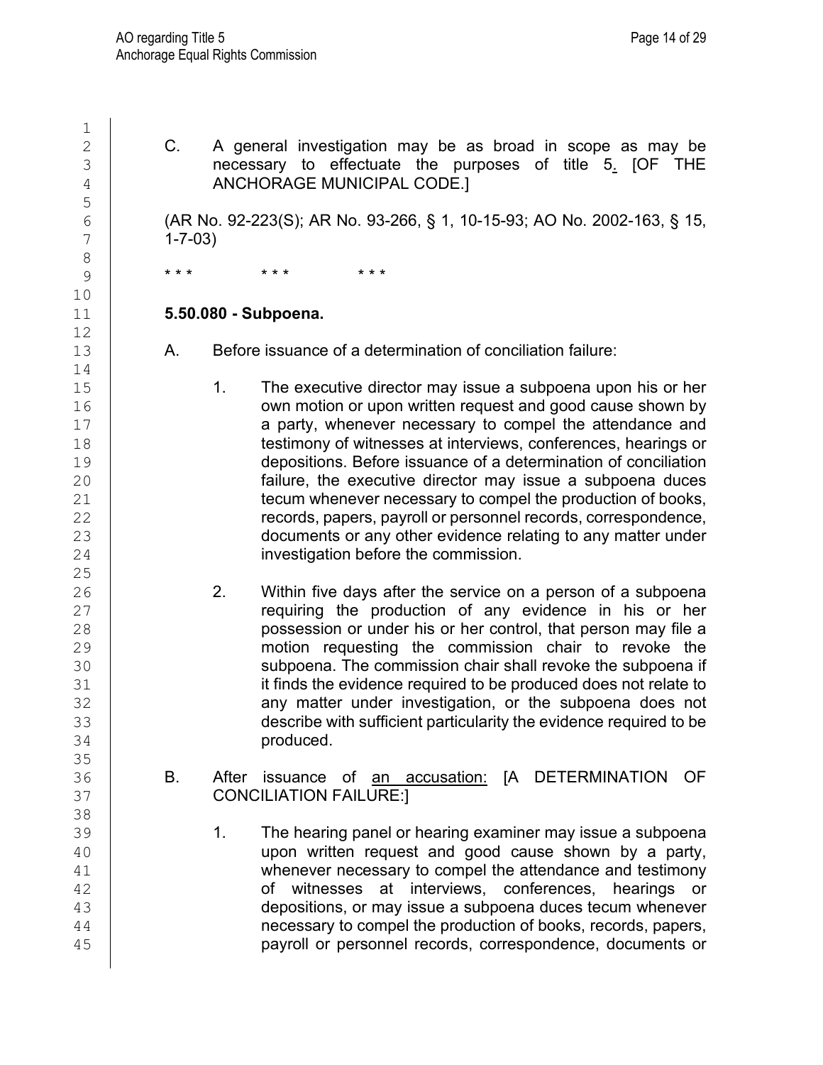C. A general investigation may be as broad in scope as may be necessary to effectuate the purposes of title 5<u>.</u> [OF THE ANCHORAGE MUNICIPAL CODE.]

(AR No. 92-223(S); AR No. 93-266, § 1, 10-15-93; AO No. 2002-163, § 15, 1-7-03)

\* \* \*          \* \* \*          \* \* \*

**5.50.080 - Subpoena.**

A. Before issuance of a determination of conciliation failure:

1. The executive director may issue a subpoena upon his or her own motion or upon written request and good cause shown by a party, whenever necessary to compel the attendance and testimony of witnesses at interviews, conferences, hearings or depositions. Before issuance of a determination of conciliation failure, the executive director may issue a subpoena duces tecum whenever necessary to compel the production of books, records, papers, payroll or personnel records, correspondence, documents or any other evidence relating to any matter under investigation before the commission.

2. Within five days after the service on a person of a subpoena requiring the production of any evidence in his or her possession or under his or her control, that person may file a motion requesting the commission chair to revoke the subpoena. The commission chair shall revoke the subpoena if it finds the evidence required to be produced does not relate to any matter under investigation, or the subpoena does not describe with sufficient particularity the evidence required to be produced.

B. After issuance of <u>an accusation:</u> [A DETERMINATION OF CONCILIATION FAILURE:]

1. The hearing panel or hearing examiner may issue a subpoena upon written request and good cause shown by a party, whenever necessary to compel the attendance and testimony of witnesses at interviews, conferences, hearings or depositions, or may issue a subpoena duces tecum whenever necessary to compel the production of books, records, papers, payroll or personnel records, correspondence, documents or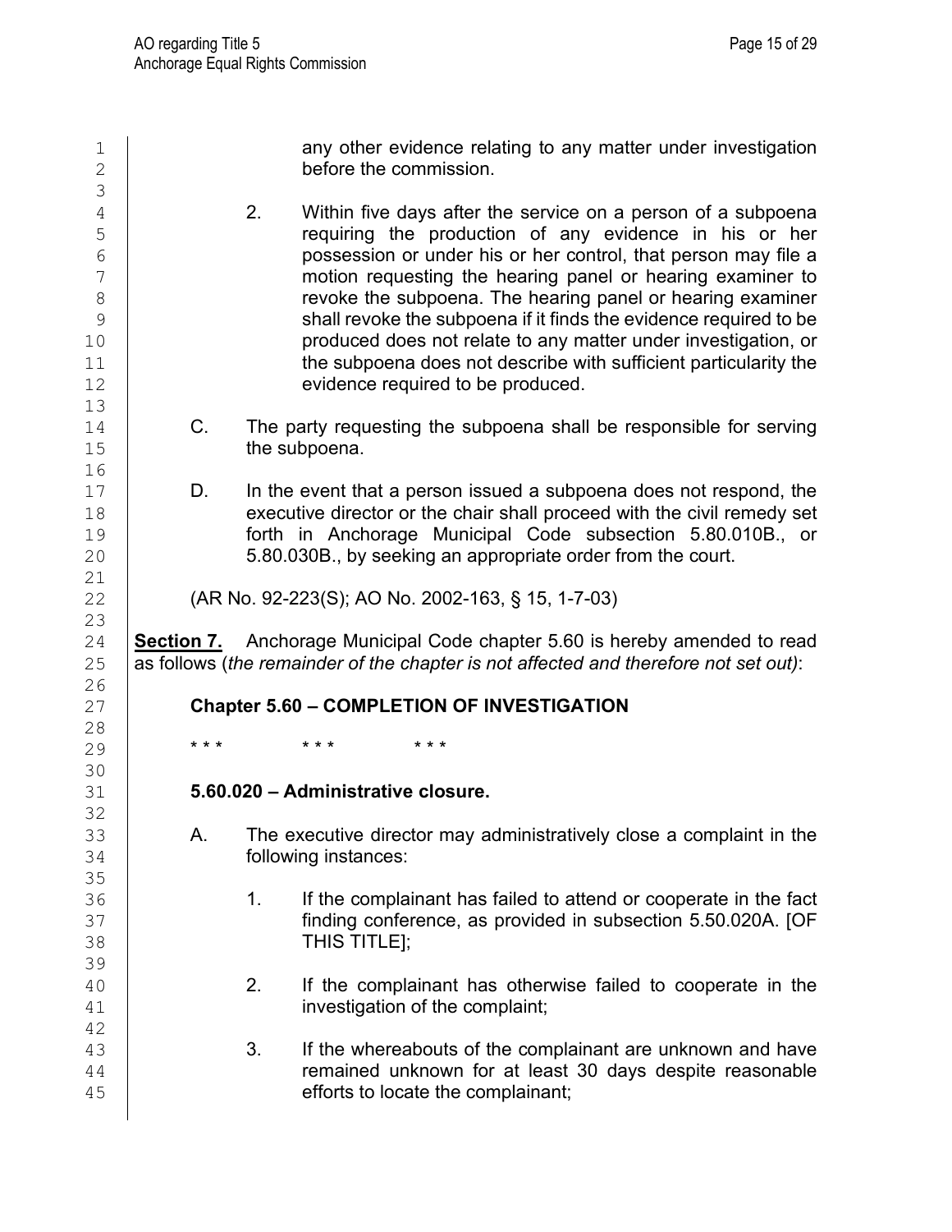any other evidence relating to any matter under investigation before the commission.

2. Within five days after the service on a person of a subpoena requiring the production of any evidence in his or her possession or under his or her control, that person may file a motion requesting the hearing panel or hearing examiner to revoke the subpoena. The hearing panel or hearing examiner shall revoke the subpoena if it finds the evidence required to be produced does not relate to any matter under investigation, or the subpoena does not describe with sufficient particularity the evidence required to be produced.

C. The party requesting the subpoena shall be responsible for serving the subpoena.

D. In the event that a person issued a subpoena does not respond, the executive director or the chair shall proceed with the civil remedy set forth in Anchorage Municipal Code subsection 5.80.010B., or 5.80.030B., by seeking an appropriate order from the court.

(AR No. 92-223(S); AO No. 2002-163, § 15, 1-7-03)

**Section 7.** Anchorage Municipal Code chapter 5.60 is hereby amended to read as follows (*the remainder of the chapter is not affected and therefore not set out)*:

**Chapter 5.60 – COMPLETION OF INVESTIGATION**

\* \* \* \* \* \* \* \* \*

**5.60.020 – Administrative closure.**

A. The executive director may administratively close a complaint in the following instances:

1. If the complainant has failed to attend or cooperate in the fact finding conference, as provided in subsection 5.50.020A. [OF THIS TITLE];

2. If the complainant has otherwise failed to cooperate in the investigation of the complaint;

3. If the whereabouts of the complainant are unknown and have remained unknown for at least 30 days despite reasonable efforts to locate the complainant;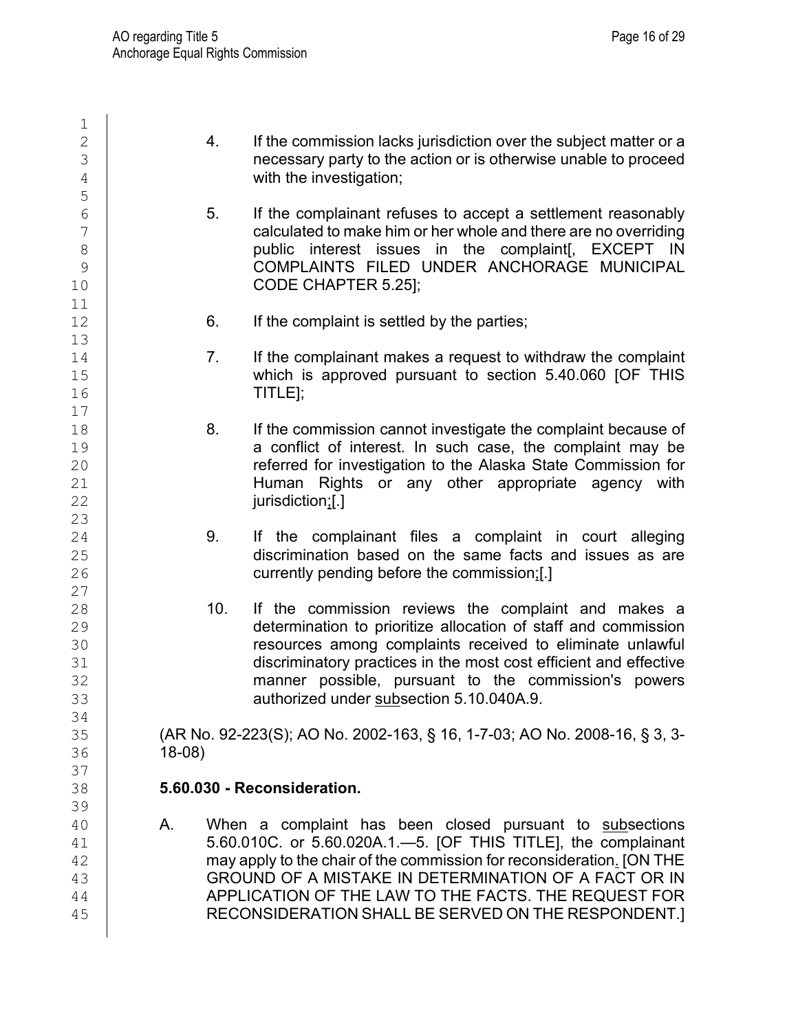4. If the commission lacks jurisdiction over the subject matter or a necessary party to the action or is otherwise unable to proceed with the investigation;

5. If the complainant refuses to accept a settlement reasonably calculated to make him or her whole and there are no overriding public interest issues in the complaint[, EXCEPT IN COMPLAINTS FILED UNDER ANCHORAGE MUNICIPAL CODE CHAPTER 5.25];

6. If the complaint is settled by the parties;

7. If the complainant makes a request to withdraw the complaint which is approved pursuant to section 5.40.060 [OF THIS TITLE];

8. If the commission cannot investigate the complaint because of a conflict of interest. In such case, the complaint may be referred for investigation to the Alaska State Commission for Human Rights or any other appropriate agency with jurisdiction;[.]

9. If the complainant files a complaint in court alleging discrimination based on the same facts and issues as are currently pending before the commission;[.]

10. If the commission reviews the complaint and makes a determination to prioritize allocation of staff and commission resources among complaints received to eliminate unlawful discriminatory practices in the most cost efficient and effective manner possible, pursuant to the commission's powers authorized under subsection 5.10.040A.9.

(AR No. 92-223(S); AO No. 2002-163, § 16, 1-7-03; AO No. 2008-16, § 3, 3-18-08)

**5.60.030 - Reconsideration.**

A. When a complaint has been closed pursuant to subsections 5.60.010C. or 5.60.020A.1.—5. [OF THIS TITLE], the complainant may apply to the chair of the commission for reconsideration. [ON THE GROUND OF A MISTAKE IN DETERMINATION OF A FACT OR IN APPLICATION OF THE LAW TO THE FACTS. THE REQUEST FOR RECONSIDERATION SHALL BE SERVED ON THE RESPONDENT.]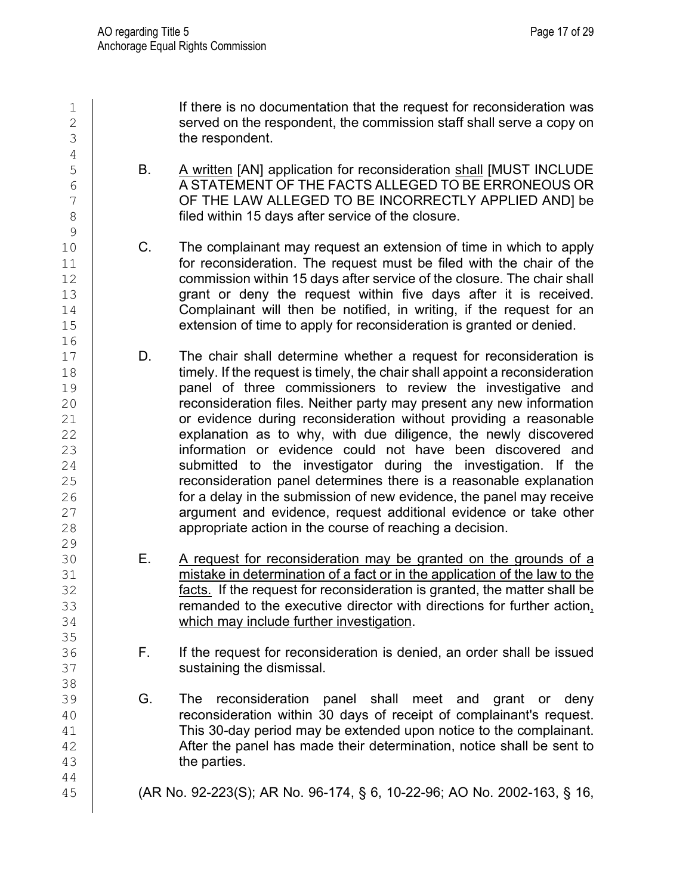If there is no documentation that the request for reconsideration was served on the respondent, the commission staff shall serve a copy on the respondent.

B. <u>A written</u> [AN] application for reconsideration <u>shall</u> [MUST INCLUDE A STATEMENT OF THE FACTS ALLEGED TO BE ERRONEOUS OR OF THE LAW ALLEGED TO BE INCORRECTLY APPLIED AND] be filed within 15 days after service of the closure.

C. The complainant may request an extension of time in which to apply for reconsideration. The request must be filed with the chair of the commission within 15 days after service of the closure. The chair shall grant or deny the request within five days after it is received. Complainant will then be notified, in writing, if the request for an extension of time to apply for reconsideration is granted or denied.

D. The chair shall determine whether a request for reconsideration is timely. If the request is timely, the chair shall appoint a reconsideration panel of three commissioners to review the investigative and reconsideration files. Neither party may present any new information or evidence during reconsideration without providing a reasonable explanation as to why, with due diligence, the newly discovered information or evidence could not have been discovered and submitted to the investigator during the investigation. If the reconsideration panel determines there is a reasonable explanation for a delay in the submission of new evidence, the panel may receive argument and evidence, request additional evidence or take other appropriate action in the course of reaching a decision.

E. <u>A request for reconsideration may be granted on the grounds of a mistake in determination of a fact or in the application of the law to the facts.</u> If the request for reconsideration is granted, the matter shall be remanded to the executive director with directions for further action<u>, which may include further investigation</u>.

F. If the request for reconsideration is denied, an order shall be issued sustaining the dismissal.

G. The reconsideration panel shall meet and grant or deny reconsideration within 30 days of receipt of complainant's request. This 30-day period may be extended upon notice to the complainant. After the panel has made their determination, notice shall be sent to the parties.

(AR No. 92-223(S); AR No. 96-174, § 6, 10-22-96; AO No. 2002-163, § 16,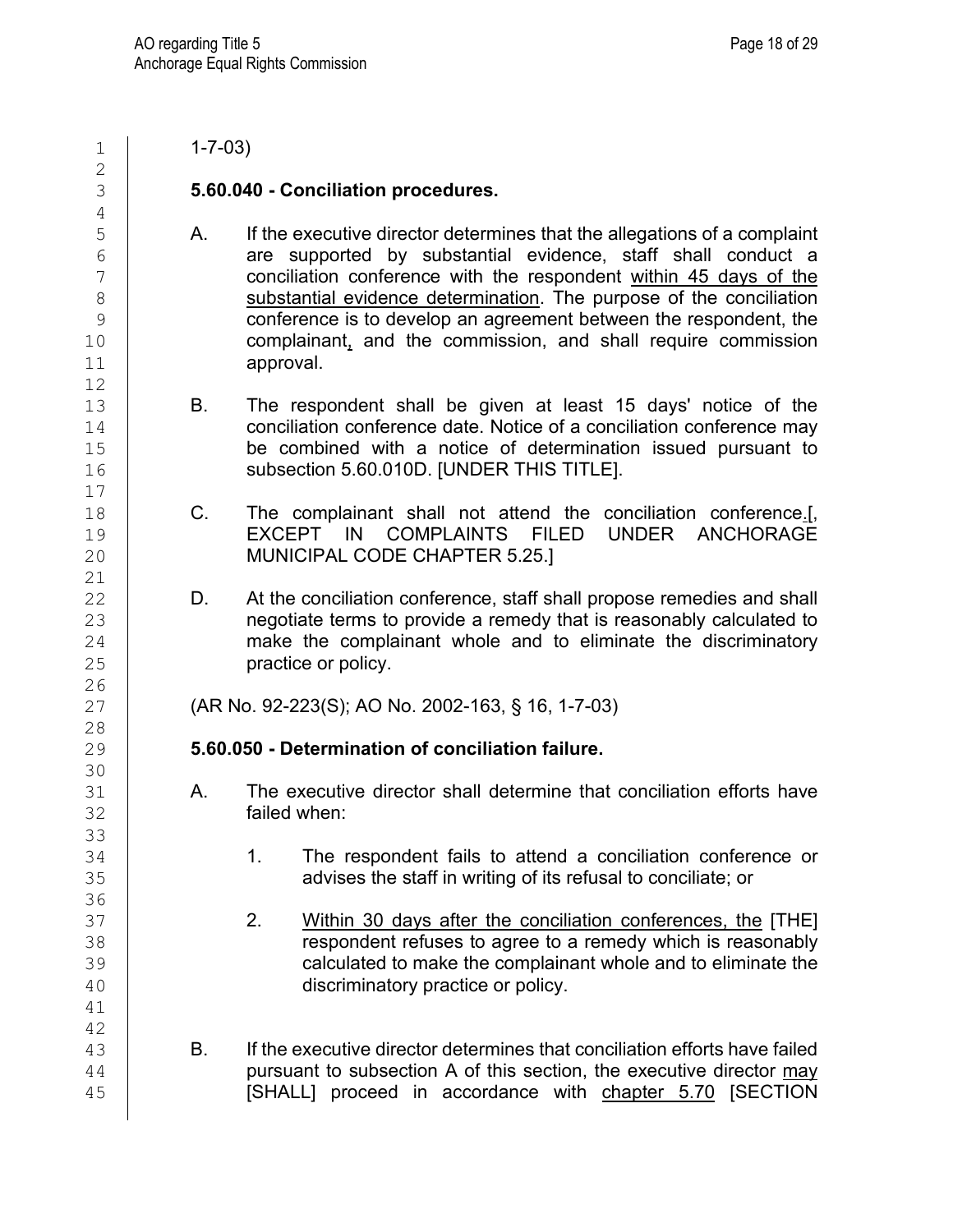1-7-03)

**5.60.040 - Conciliation procedures.**

A. If the executive director determines that the allegations of a complaint are supported by substantial evidence, staff shall conduct a conciliation conference with the respondent <u>within 45 days of the substantial evidence determination</u>. The purpose of the conciliation conference is to develop an agreement between the respondent, the complainant<u>,</u> and the commission, and shall require commission approval.

B. The respondent shall be given at least 15 days' notice of the conciliation conference date. Notice of a conciliation conference may be combined with a notice of determination issued pursuant to subsection 5.60.010D. [UNDER THIS TITLE].

C. The complainant shall not attend the conciliation conference<u>.</u>[, EXCEPT IN COMPLAINTS FILED UNDER ANCHORAGE MUNICIPAL CODE CHAPTER 5.25.]

D. At the conciliation conference, staff shall propose remedies and shall negotiate terms to provide a remedy that is reasonably calculated to make the complainant whole and to eliminate the discriminatory practice or policy.

(AR No. 92-223(S); AO No. 2002-163, § 16, 1-7-03)

**5.60.050 - Determination of conciliation failure.**

A. The executive director shall determine that conciliation efforts have failed when:

1. The respondent fails to attend a conciliation conference or advises the staff in writing of its refusal to conciliate; or

2. <u>Within 30 days after the conciliation conferences, the</u> [THE] respondent refuses to agree to a remedy which is reasonably calculated to make the complainant whole and to eliminate the discriminatory practice or policy.

B. If the executive director determines that conciliation efforts have failed pursuant to subsection A of this section, the executive director <u>may</u> [SHALL] proceed in accordance with <u>chapter 5.70</u> [SECTION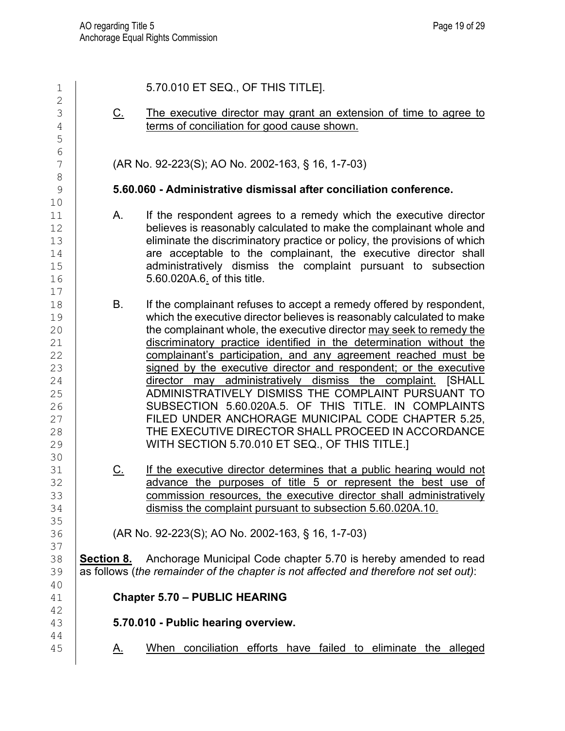5.70.010 ET SEQ., OF THIS TITLE].

C. The executive director may grant an extension of time to agree to terms of conciliation for good cause shown.

(AR No. 92-223(S); AO No. 2002-163, § 16, 1-7-03)

**5.60.060 - Administrative dismissal after conciliation conference.**

A. If the respondent agrees to a remedy which the executive director believes is reasonably calculated to make the complainant whole and eliminate the discriminatory practice or policy, the provisions of which are acceptable to the complainant, the executive director shall administratively dismiss the complaint pursuant to subsection 5.60.020A.6. of this title.

B. If the complainant refuses to accept a remedy offered by respondent, which the executive director believes is reasonably calculated to make the complainant whole, the executive director may seek to remedy the discriminatory practice identified in the determination without the complainant's participation, and any agreement reached must be signed by the executive director and respondent; or the executive director may administratively dismiss the complaint. [SHALL ADMINISTRATIVELY DISMISS THE COMPLAINT PURSUANT TO SUBSECTION 5.60.020A.5. OF THIS TITLE. IN COMPLAINTS FILED UNDER ANCHORAGE MUNICIPAL CODE CHAPTER 5.25, THE EXECUTIVE DIRECTOR SHALL PROCEED IN ACCORDANCE WITH SECTION 5.70.010 ET SEQ., OF THIS TITLE.]

C. If the executive director determines that a public hearing would not advance the purposes of title 5 or represent the best use of commission resources, the executive director shall administratively dismiss the complaint pursuant to subsection 5.60.020A.10.

(AR No. 92-223(S); AO No. 2002-163, § 16, 1-7-03)

**Section 8.** Anchorage Municipal Code chapter 5.70 is hereby amended to read as follows (*the remainder of the chapter is not affected and therefore not set out)*:

**Chapter 5.70 – PUBLIC HEARING**

**5.70.010 - Public hearing overview.**

A. When conciliation efforts have failed to eliminate the alleged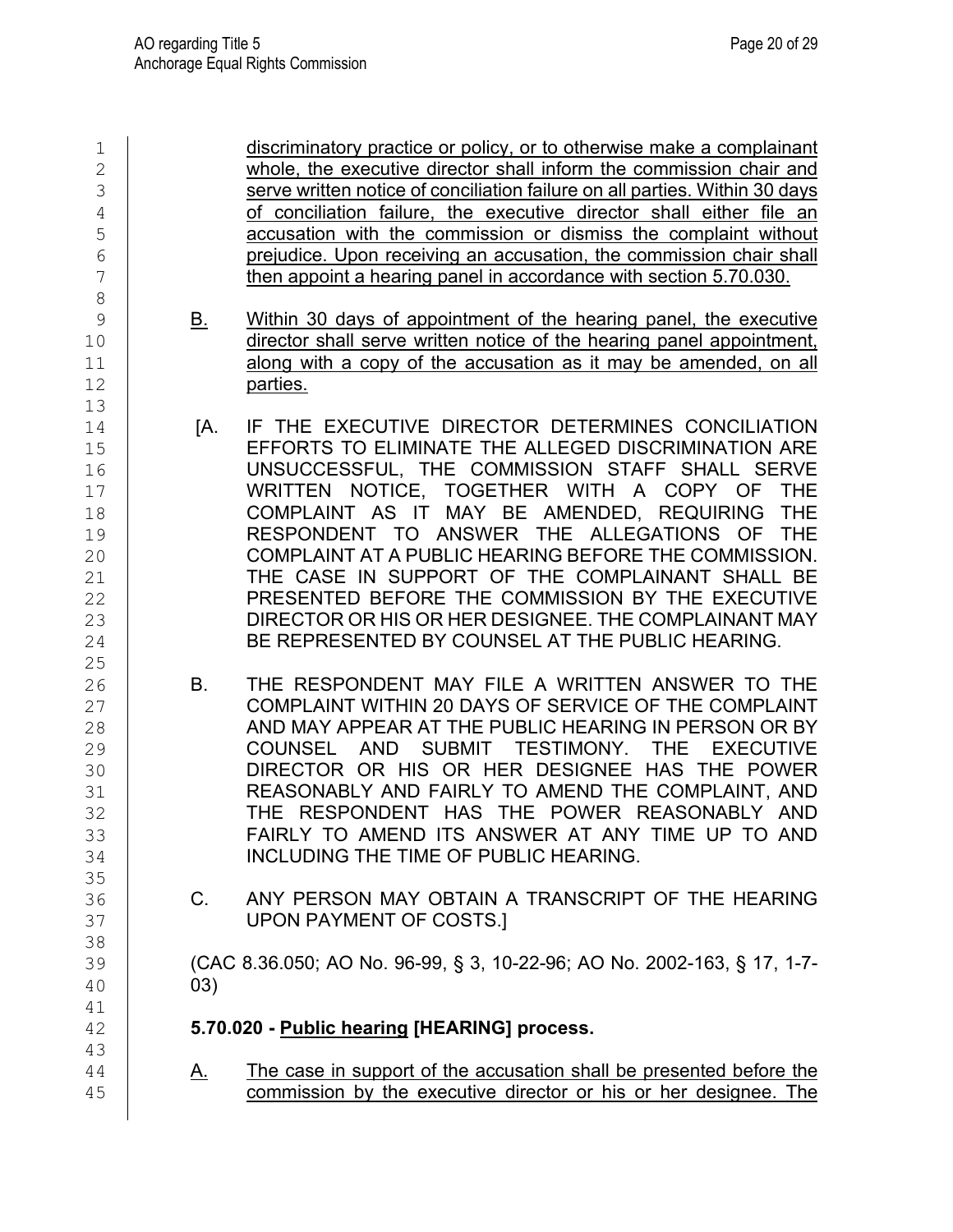discriminatory practice or policy, or to otherwise make a complainant whole, the executive director shall inform the commission chair and serve written notice of conciliation failure on all parties. Within 30 days of conciliation failure, the executive director shall either file an accusation with the commission or dismiss the complaint without prejudice. Upon receiving an accusation, the commission chair shall then appoint a hearing panel in accordance with section 5.70.030.

B. Within 30 days of appointment of the hearing panel, the executive director shall serve written notice of the hearing panel appointment, along with a copy of the accusation as it may be amended, on all parties.

[A. IF THE EXECUTIVE DIRECTOR DETERMINES CONCILIATION EFFORTS TO ELIMINATE THE ALLEGED DISCRIMINATION ARE UNSUCCESSFUL, THE COMMISSION STAFF SHALL SERVE WRITTEN NOTICE, TOGETHER WITH A COPY OF THE COMPLAINT AS IT MAY BE AMENDED, REQUIRING THE RESPONDENT TO ANSWER THE ALLEGATIONS OF THE COMPLAINT AT A PUBLIC HEARING BEFORE THE COMMISSION. THE CASE IN SUPPORT OF THE COMPLAINANT SHALL BE PRESENTED BEFORE THE COMMISSION BY THE EXECUTIVE DIRECTOR OR HIS OR HER DESIGNEE. THE COMPLAINANT MAY BE REPRESENTED BY COUNSEL AT THE PUBLIC HEARING.

B. THE RESPONDENT MAY FILE A WRITTEN ANSWER TO THE COMPLAINT WITHIN 20 DAYS OF SERVICE OF THE COMPLAINT AND MAY APPEAR AT THE PUBLIC HEARING IN PERSON OR BY COUNSEL AND SUBMIT TESTIMONY. THE EXECUTIVE DIRECTOR OR HIS OR HER DESIGNEE HAS THE POWER REASONABLY AND FAIRLY TO AMEND THE COMPLAINT, AND THE RESPONDENT HAS THE POWER REASONABLY AND FAIRLY TO AMEND ITS ANSWER AT ANY TIME UP TO AND INCLUDING THE TIME OF PUBLIC HEARING.

C. ANY PERSON MAY OBTAIN A TRANSCRIPT OF THE HEARING UPON PAYMENT OF COSTS.]

(CAC 8.36.050; AO No. 96-99, § 3, 10-22-96; AO No. 2002-163, § 17, 1-7-03)

**5.70.020 - Public hearing [HEARING] process.**

A. The case in support of the accusation shall be presented before the commission by the executive director or his or her designee. The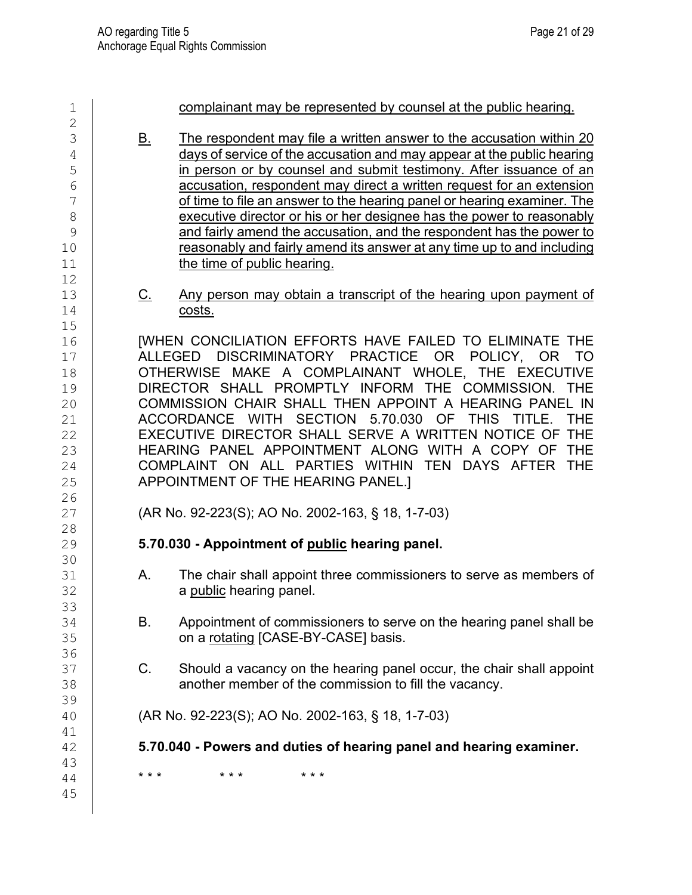<u>complainant may be represented by counsel at the public hearing.</u>

<u>B.</u> <u>The respondent may file a written answer to the accusation within 20 days of service of the accusation and may appear at the public hearing in person or by counsel and submit testimony. After issuance of an accusation, respondent may direct a written request for an extension of time to file an answer to the hearing panel or hearing examiner. The executive director or his or her designee has the power to reasonably and fairly amend the accusation, and the respondent has the power to reasonably and fairly amend its answer at any time up to and including the time of public hearing.</u>

<u>C.</u> <u>Any person may obtain a transcript of the hearing upon payment of costs.</u>

[WHEN CONCILIATION EFFORTS HAVE FAILED TO ELIMINATE THE ALLEGED DISCRIMINATORY PRACTICE OR POLICY, OR TO OTHERWISE MAKE A COMPLAINANT WHOLE, THE EXECUTIVE DIRECTOR SHALL PROMPTLY INFORM THE COMMISSION. THE COMMISSION CHAIR SHALL THEN APPOINT A HEARING PANEL IN ACCORDANCE WITH SECTION 5.70.030 OF THIS TITLE. THE EXECUTIVE DIRECTOR SHALL SERVE A WRITTEN NOTICE OF THE HEARING PANEL APPOINTMENT ALONG WITH A COPY OF THE COMPLAINT ON ALL PARTIES WITHIN TEN DAYS AFTER THE APPOINTMENT OF THE HEARING PANEL.]

(AR No. 92-223(S); AO No. 2002-163, § 18, 1-7-03)

**5.70.030 - Appointment of <u>public</u> hearing panel.**

A. The chair shall appoint three commissioners to serve as members of a <u>public</u> hearing panel.

B. Appointment of commissioners to serve on the hearing panel shall be on a <u>rotating</u> [CASE-BY-CASE] basis.

C. Should a vacancy on the hearing panel occur, the chair shall appoint another member of the commission to fill the vacancy.

(AR No. 92-223(S); AO No. 2002-163, § 18, 1-7-03)

**5.70.040 - Powers and duties of hearing panel and hearing examiner.**

\* \* \* \* \* \* \* \* \*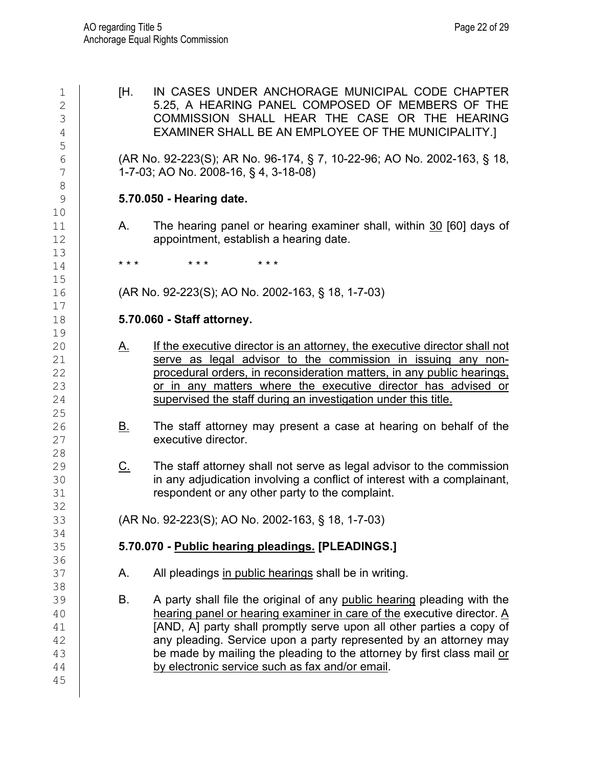[H. IN CASES UNDER ANCHORAGE MUNICIPAL CODE CHAPTER 5.25, A HEARING PANEL COMPOSED OF MEMBERS OF THE COMMISSION SHALL HEAR THE CASE OR THE HEARING EXAMINER SHALL BE AN EMPLOYEE OF THE MUNICIPALITY.]

(AR No. 92-223(S); AR No. 96-174, § 7, 10-22-96; AO No. 2002-163, § 18, 1-7-03; AO No. 2008-16, § 4, 3-18-08)

**5.70.050 - Hearing date.**

A. The hearing panel or hearing examiner shall, within <u>30</u> [60] days of appointment, establish a hearing date.

\* \* \*    \* \* \*    \* \* \*

(AR No. 92-223(S); AO No. 2002-163, § 18, 1-7-03)

**5.70.060 - Staff attorney.**

<u>A.</u> <u>If the executive director is an attorney, the executive director shall not serve as legal advisor to the commission in issuing any non-procedural orders, in reconsideration matters, in any public hearings, or in any matters where the executive director has advised or supervised the staff during an investigation under this title.</u>

<u>B.</u> The staff attorney may present a case at hearing on behalf of the executive director.

<u>C.</u> The staff attorney shall not serve as legal advisor to the commission in any adjudication involving a conflict of interest with a complainant, respondent or any other party to the complaint.

(AR No. 92-223(S); AO No. 2002-163, § 18, 1-7-03)

**5.70.070 - <u>Public hearing pleadings.</u> [PLEADINGS.]**

A. All pleadings <u>in public hearings</u> shall be in writing.

B. A party shall file the original of any <u>public hearing</u> pleading with the <u>hearing panel or hearing examiner in care of the</u> executive director. <u>A</u> [AND, A] party shall promptly serve upon all other parties a copy of any pleading. Service upon a party represented by an attorney may be made by mailing the pleading to the attorney by first class mail <u>or by electronic service such as fax and/or email</u>.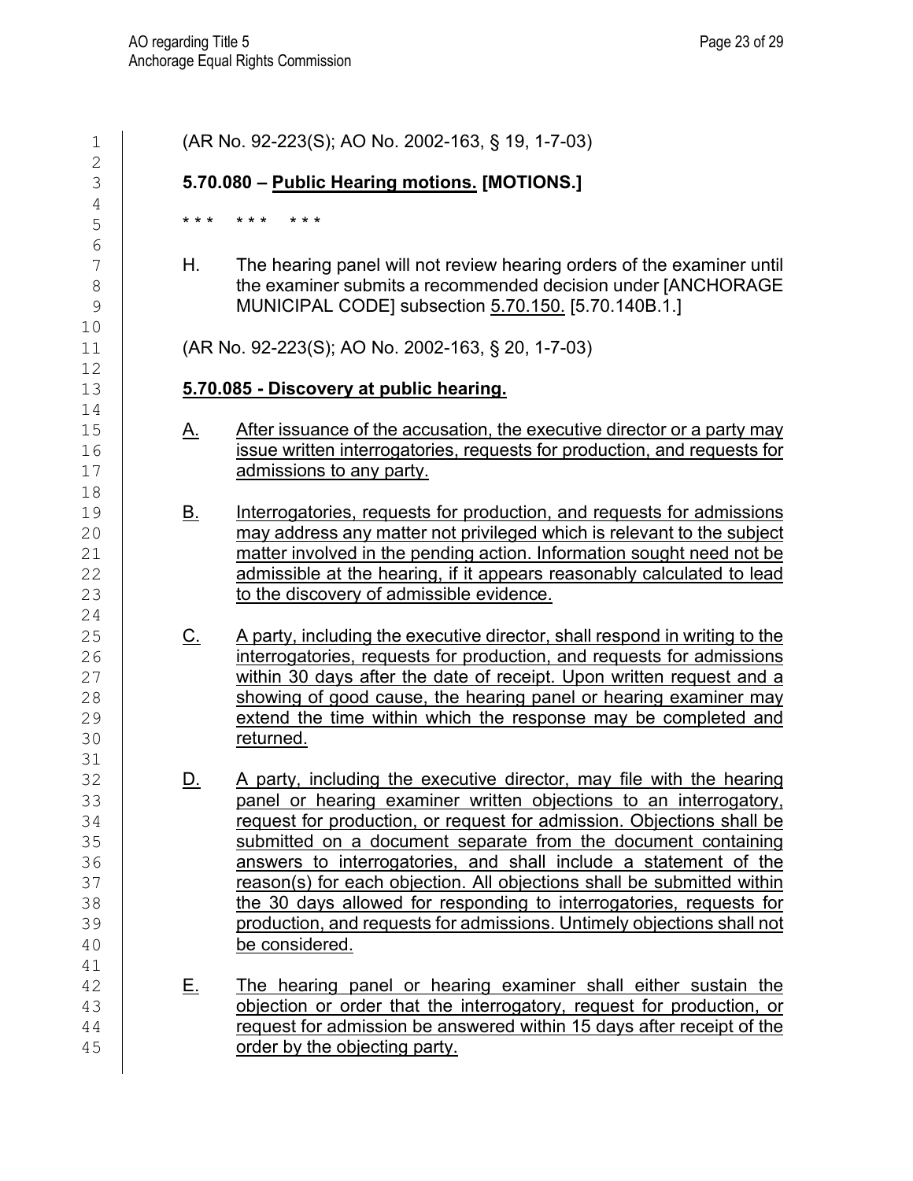(AR No. 92-223(S); AO No. 2002-163, § 19, 1-7-03)

**5.70.080 – Public Hearing motions. [MOTIONS.]**

\* \* \*    \* \* \*    \* \* \*

H. The hearing panel will not review hearing orders of the examiner until the examiner submits a recommended decision under [ANCHORAGE MUNICIPAL CODE] subsection 5.70.150. [5.70.140B.1.]

(AR No. 92-223(S); AO No. 2002-163, § 20, 1-7-03)

**5.70.085 - Discovery at public hearing.**

A. After issuance of the accusation, the executive director or a party may issue written interrogatories, requests for production, and requests for admissions to any party.

B. Interrogatories, requests for production, and requests for admissions may address any matter not privileged which is relevant to the subject matter involved in the pending action. Information sought need not be admissible at the hearing, if it appears reasonably calculated to lead to the discovery of admissible evidence.

C. A party, including the executive director, shall respond in writing to the interrogatories, requests for production, and requests for admissions within 30 days after the date of receipt. Upon written request and a showing of good cause, the hearing panel or hearing examiner may extend the time within which the response may be completed and returned.

D. A party, including the executive director, may file with the hearing panel or hearing examiner written objections to an interrogatory, request for production, or request for admission. Objections shall be submitted on a document separate from the document containing answers to interrogatories, and shall include a statement of the reason(s) for each objection. All objections shall be submitted within the 30 days allowed for responding to interrogatories, requests for production, and requests for admissions. Untimely objections shall not be considered.

E. The hearing panel or hearing examiner shall either sustain the objection or order that the interrogatory, request for production, or request for admission be answered within 15 days after receipt of the order by the objecting party.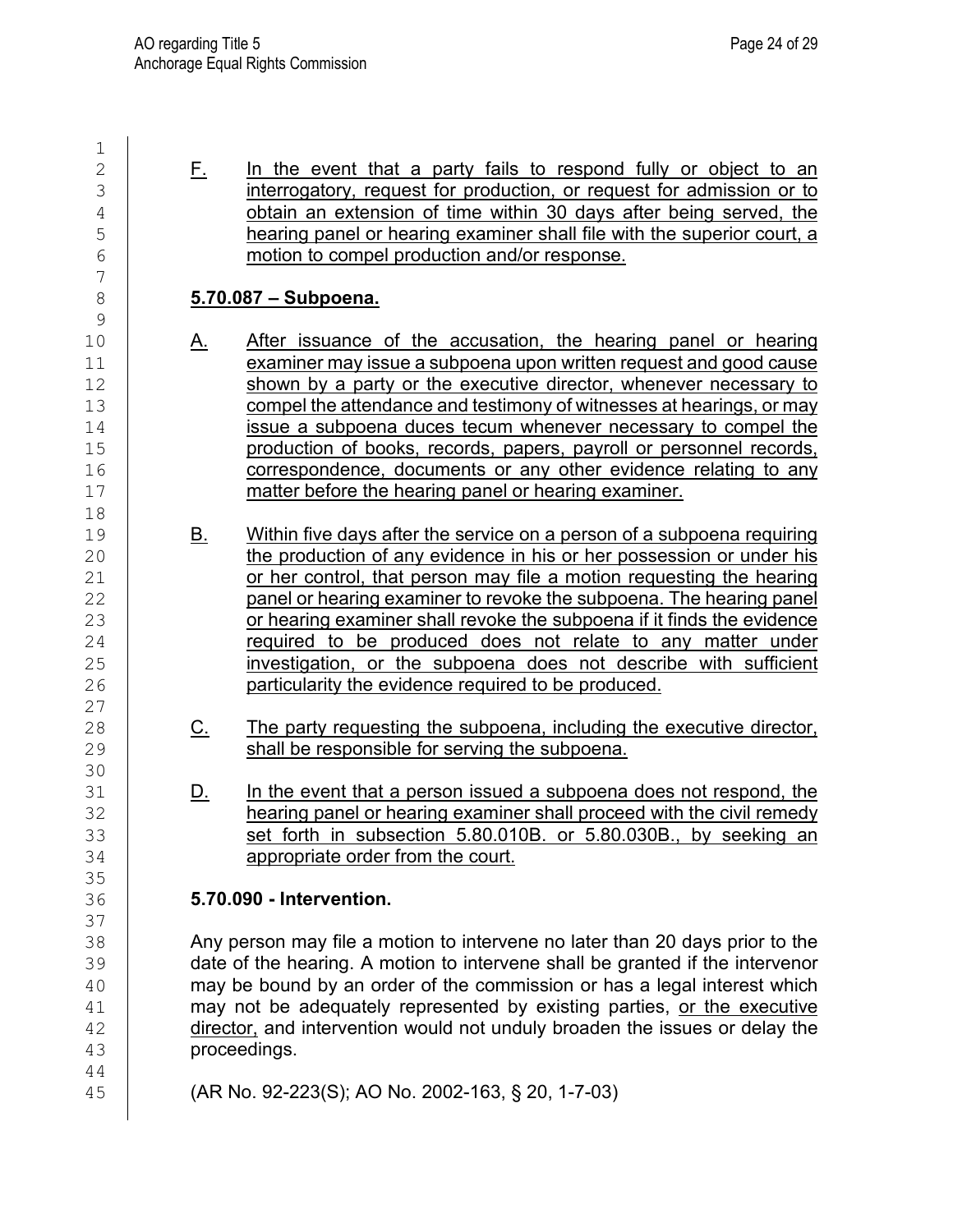F. In the event that a party fails to respond fully or object to an interrogatory, request for production, or request for admission or to obtain an extension of time within 30 days after being served, the hearing panel or hearing examiner shall file with the superior court, a motion to compel production and/or response.

**5.70.087 – Subpoena.**

A. After issuance of the accusation, the hearing panel or hearing examiner may issue a subpoena upon written request and good cause shown by a party or the executive director, whenever necessary to compel the attendance and testimony of witnesses at hearings, or may issue a subpoena duces tecum whenever necessary to compel the production of books, records, papers, payroll or personnel records, correspondence, documents or any other evidence relating to any matter before the hearing panel or hearing examiner.

B. Within five days after the service on a person of a subpoena requiring the production of any evidence in his or her possession or under his or her control, that person may file a motion requesting the hearing panel or hearing examiner to revoke the subpoena. The hearing panel or hearing examiner shall revoke the subpoena if it finds the evidence required to be produced does not relate to any matter under investigation, or the subpoena does not describe with sufficient particularity the evidence required to be produced.

C. The party requesting the subpoena, including the executive director, shall be responsible for serving the subpoena.

D. In the event that a person issued a subpoena does not respond, the hearing panel or hearing examiner shall proceed with the civil remedy set forth in subsection 5.80.010B. or 5.80.030B., by seeking an appropriate order from the court.

**5.70.090 - Intervention.**

Any person may file a motion to intervene no later than 20 days prior to the date of the hearing. A motion to intervene shall be granted if the intervenor may be bound by an order of the commission or has a legal interest which may not be adequately represented by existing parties, or the executive director, and intervention would not unduly broaden the issues or delay the proceedings.

(AR No. 92-223(S); AO No. 2002-163, § 20, 1-7-03)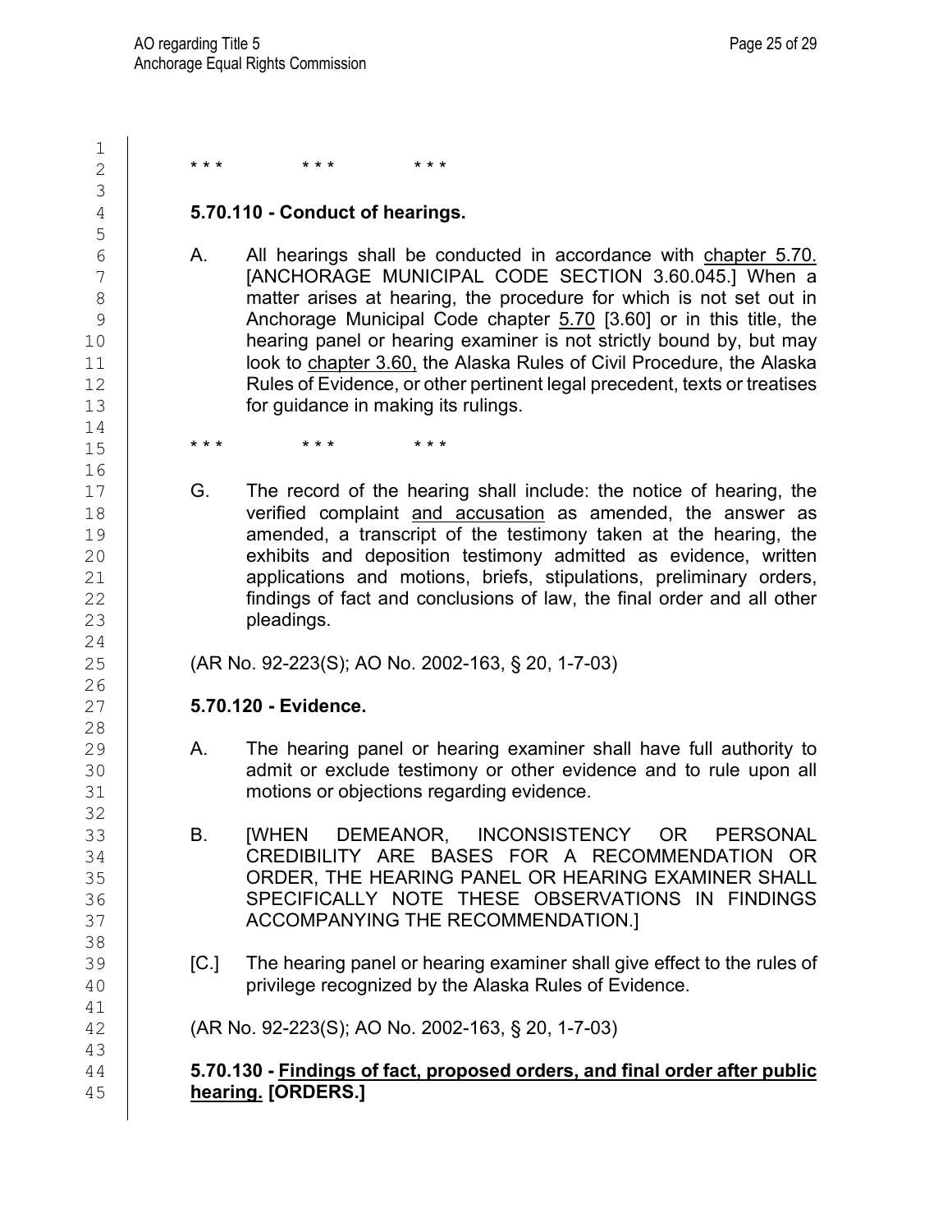\* \* \*    \* \* \*    \* \* \*

**5.70.110 - Conduct of hearings.**

A. All hearings shall be conducted in accordance with <u>chapter 5.70.</u> [ANCHORAGE MUNICIPAL CODE SECTION 3.60.045.] When a matter arises at hearing, the procedure for which is not set out in Anchorage Municipal Code chapter <u>5.70</u> [3.60] or in this title, the hearing panel or hearing examiner is not strictly bound by, but may look to <u>chapter 3.60,</u> the Alaska Rules of Civil Procedure, the Alaska Rules of Evidence, or other pertinent legal precedent, texts or treatises for guidance in making its rulings.

\* \* \*    \* \* \*    \* \* \*

G. The record of the hearing shall include: the notice of hearing, the verified complaint <u>and accusation</u> as amended, the answer as amended, a transcript of the testimony taken at the hearing, the exhibits and deposition testimony admitted as evidence, written applications and motions, briefs, stipulations, preliminary orders, findings of fact and conclusions of law, the final order and all other pleadings.

(AR No. 92-223(S); AO No. 2002-163, § 20, 1-7-03)

**5.70.120 - Evidence.**

A. The hearing panel or hearing examiner shall have full authority to admit or exclude testimony or other evidence and to rule upon all motions or objections regarding evidence.

B. [WHEN DEMEANOR, INCONSISTENCY OR PERSONAL CREDIBILITY ARE BASES FOR A RECOMMENDATION OR ORDER, THE HEARING PANEL OR HEARING EXAMINER SHALL SPECIFICALLY NOTE THESE OBSERVATIONS IN FINDINGS ACCOMPANYING THE RECOMMENDATION.]

[C.] The hearing panel or hearing examiner shall give effect to the rules of privilege recognized by the Alaska Rules of Evidence.

(AR No. 92-223(S); AO No. 2002-163, § 20, 1-7-03)

**5.70.130 - <u>Findings of fact, proposed orders, and final order after public hearing.</u> [ORDERS.]**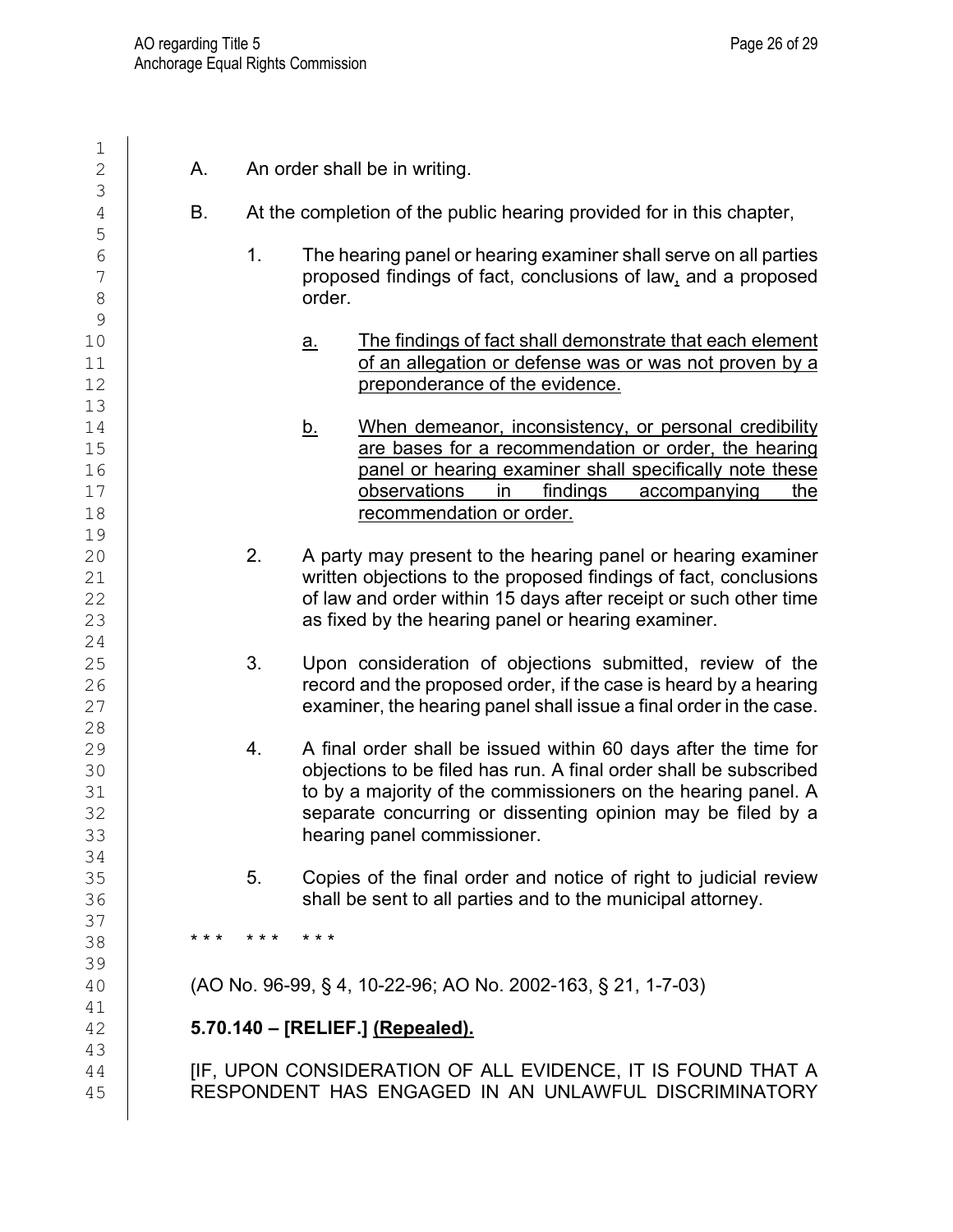A. An order shall be in writing.

B. At the completion of the public hearing provided for in this chapter,

1. The hearing panel or hearing examiner shall serve on all parties proposed findings of fact, conclusions of law<u>,</u> and a proposed order.

    <u>a.</u> <u>The findings of fact shall demonstrate that each element of an allegation or defense was or was not proven by a preponderance of the evidence.</u>

    <u>b.</u> <u>When demeanor, inconsistency, or personal credibility are bases for a recommendation or order, the hearing panel or hearing examiner shall specifically note these observations in findings accompanying the recommendation or order.</u>

2. A party may present to the hearing panel or hearing examiner written objections to the proposed findings of fact, conclusions of law and order within 15 days after receipt or such other time as fixed by the hearing panel or hearing examiner.

3. Upon consideration of objections submitted, review of the record and the proposed order, if the case is heard by a hearing examiner, the hearing panel shall issue a final order in the case.

4. A final order shall be issued within 60 days after the time for objections to be filed has run. A final order shall be subscribed to by a majority of the commissioners on the hearing panel. A separate concurring or dissenting opinion may be filed by a hearing panel commissioner.

5. Copies of the final order and notice of right to judicial review shall be sent to all parties and to the municipal attorney.

\*\*\* \*\*\* \*\*\*

(AO No. 96-99, § 4, 10-22-96; AO No. 2002-163, § 21, 1-7-03)

**5.70.140 – [RELIEF.] <u>(Repealed).</u>**

[IF, UPON CONSIDERATION OF ALL EVIDENCE, IT IS FOUND THAT A RESPONDENT HAS ENGAGED IN AN UNLAWFUL DISCRIMINATORY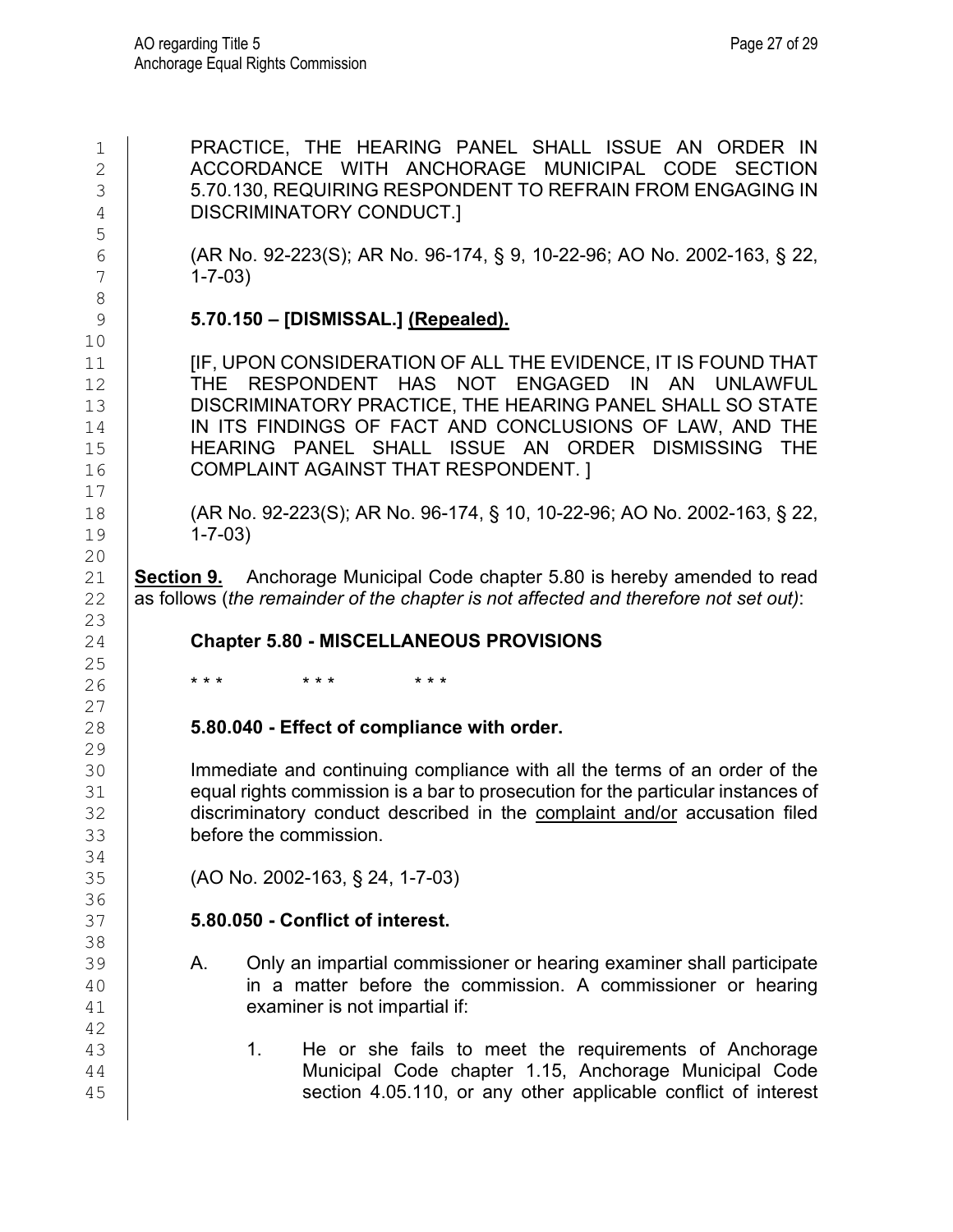PRACTICE, THE HEARING PANEL SHALL ISSUE AN ORDER IN ACCORDANCE WITH ANCHORAGE MUNICIPAL CODE SECTION 5.70.130, REQUIRING RESPONDENT TO REFRAIN FROM ENGAGING IN DISCRIMINATORY CONDUCT.]

(AR No. 92-223(S); AR No. 96-174, § 9, 10-22-96; AO No. 2002-163, § 22, 1-7-03)

**5.70.150 – [DISMISSAL.] <u>(Repealed).</u>**

[IF, UPON CONSIDERATION OF ALL THE EVIDENCE, IT IS FOUND THAT THE RESPONDENT HAS NOT ENGAGED IN AN UNLAWFUL DISCRIMINATORY PRACTICE, THE HEARING PANEL SHALL SO STATE IN ITS FINDINGS OF FACT AND CONCLUSIONS OF LAW, AND THE HEARING PANEL SHALL ISSUE AN ORDER DISMISSING THE COMPLAINT AGAINST THAT RESPONDENT. ]

(AR No. 92-223(S); AR No. 96-174, § 10, 10-22-96; AO No. 2002-163, § 22, 1-7-03)

**<u>Section 9.</u>** Anchorage Municipal Code chapter 5.80 is hereby amended to read as follows (*the remainder of the chapter is not affected and therefore not set out)*:

**Chapter 5.80 - MISCELLANEOUS PROVISIONS**

\* \* \* \* \* \* \* \* \*

**5.80.040 - Effect of compliance with order.**

Immediate and continuing compliance with all the terms of an order of the equal rights commission is a bar to prosecution for the particular instances of discriminatory conduct described in the <u>complaint and/or</u> accusation filed before the commission.

(AO No. 2002-163, § 24, 1-7-03)

**5.80.050 - Conflict of interest.**

A. Only an impartial commissioner or hearing examiner shall participate in a matter before the commission. A commissioner or hearing examiner is not impartial if:

1. He or she fails to meet the requirements of Anchorage Municipal Code chapter 1.15, Anchorage Municipal Code section 4.05.110, or any other applicable conflict of interest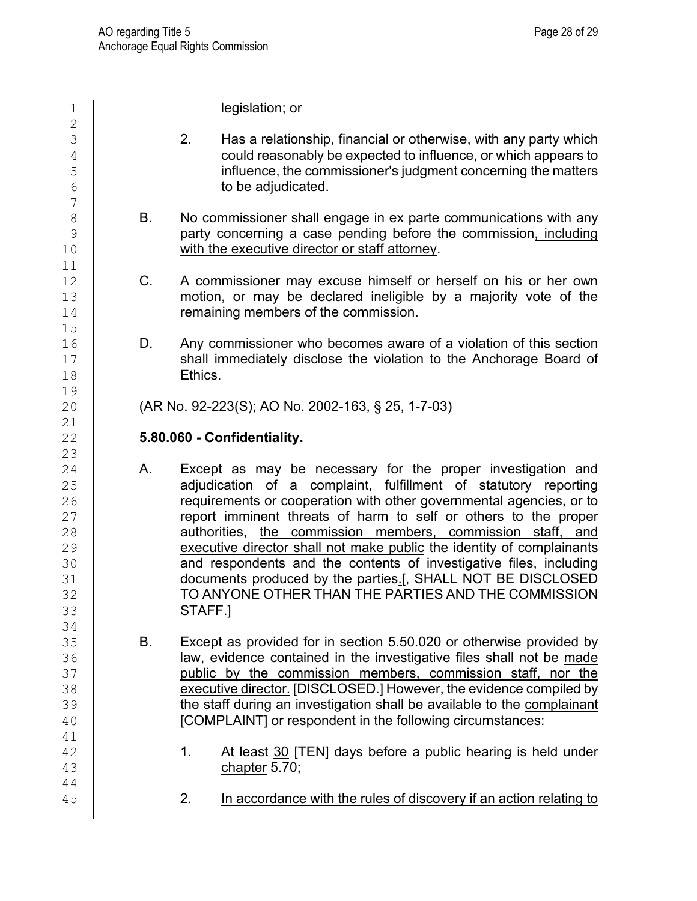legislation; or

2. Has a relationship, financial or otherwise, with any party which could reasonably be expected to influence, or which appears to influence, the commissioner's judgment concerning the matters to be adjudicated.

B. No commissioner shall engage in ex parte communications with any party concerning a case pending before the commission, including with the executive director or staff attorney.

C. A commissioner may excuse himself or herself on his or her own motion, or may be declared ineligible by a majority vote of the remaining members of the commission.

D. Any commissioner who becomes aware of a violation of this section shall immediately disclose the violation to the Anchorage Board of Ethics.

(AR No. 92-223(S); AO No. 2002-163, § 25, 1-7-03)

**5.80.060 - Confidentiality.**

A. Except as may be necessary for the proper investigation and adjudication of a complaint, fulfillment of statutory reporting requirements or cooperation with other governmental agencies, or to report imminent threats of harm to self or others to the proper authorities, the commission members, commission staff, and executive director shall not make public the identity of complainants and respondents and the contents of investigative files, including documents produced by the parties.[, SHALL NOT BE DISCLOSED TO ANYONE OTHER THAN THE PARTIES AND THE COMMISSION STAFF.]

B. Except as provided for in section 5.50.020 or otherwise provided by law, evidence contained in the investigative files shall not be made public by the commission members, commission staff, nor the executive director. [DISCLOSED.] However, the evidence compiled by the staff during an investigation shall be available to the complainant [COMPLAINT] or respondent in the following circumstances:

1. At least 30 [TEN] days before a public hearing is held under chapter 5.70;

2. In accordance with the rules of discovery if an action relating to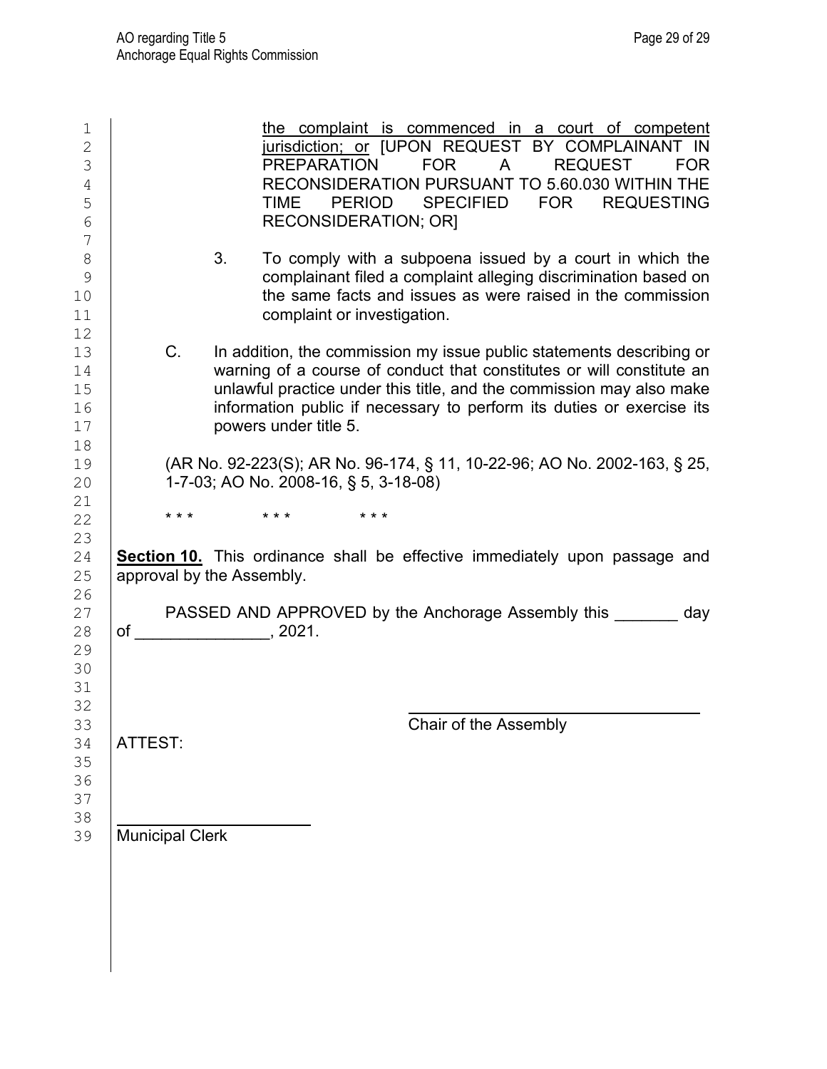the complaint is commenced in a court of competent jurisdiction; or [UPON REQUEST BY COMPLAINANT IN PREPARATION FOR A REQUEST FOR RECONSIDERATION PURSUANT TO 5.60.030 WITHIN THE TIME PERIOD SPECIFIED FOR REQUESTING RECONSIDERATION; OR]

3. To comply with a subpoena issued by a court in which the complainant filed a complaint alleging discrimination based on the same facts and issues as were raised in the commission complaint or investigation.

C. In addition, the commission my issue public statements describing or warning of a course of conduct that constitutes or will constitute an unlawful practice under this title, and the commission may also make information public if necessary to perform its duties or exercise its powers under title 5.

(AR No. 92-223(S); AR No. 96-174, § 11, 10-22-96; AO No. 2002-163, § 25, 1-7-03; AO No. 2008-16, § 5, 3-18-08)

\* \* \*    \* \* \*    \* \* \*

**Section 10.** This ordinance shall be effective immediately upon passage and approval by the Assembly.

PASSED AND APPROVED by the Anchorage Assembly this _______ day of ______________, 2021.

______________________________
Chair of the Assembly

ATTEST:

______________________
Municipal Clerk